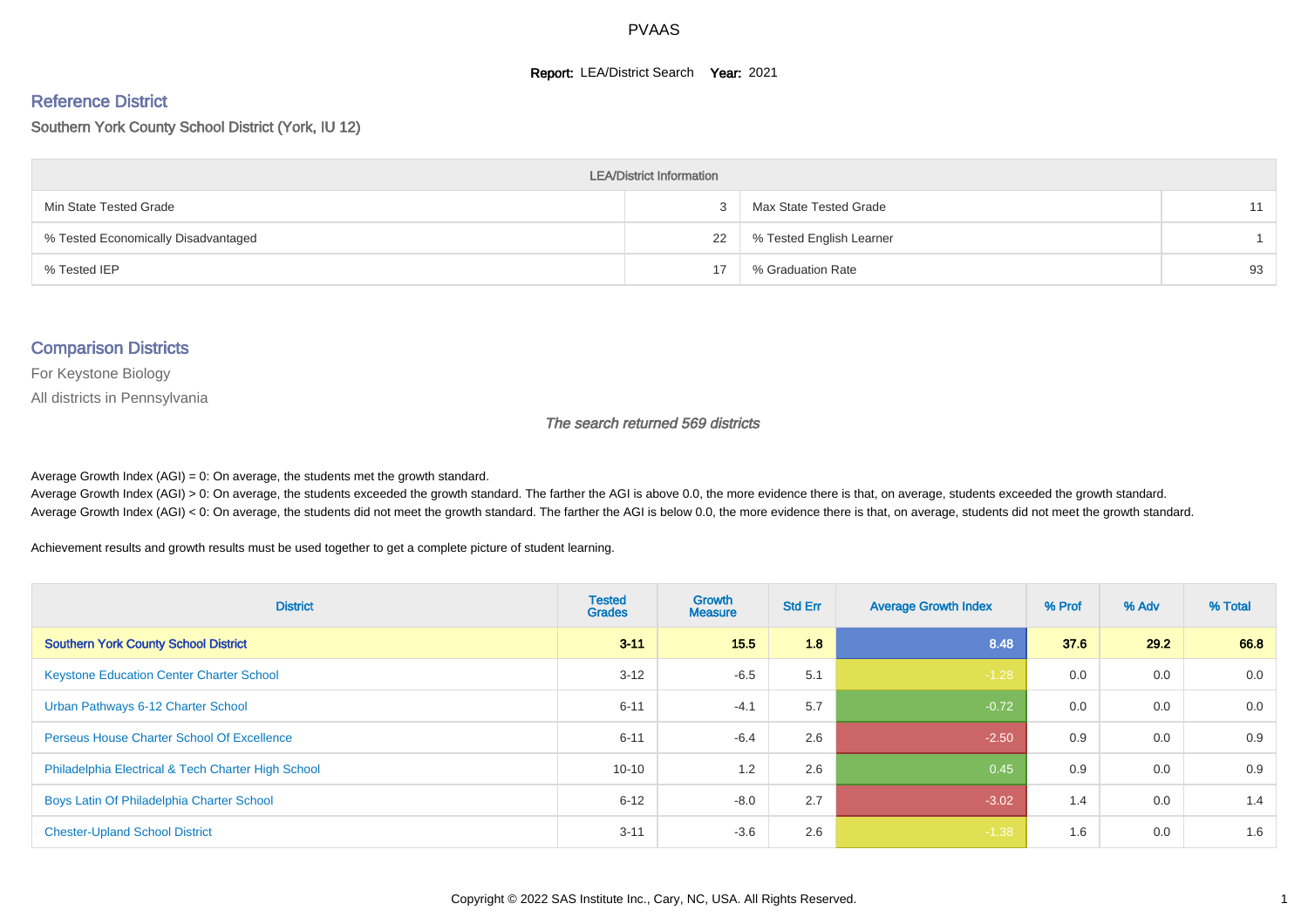# PVAAS

**Report:** LEA/District Search **Year:** 2021

## Reference District

Southern York County School District (York, IU 12)

| LEA/District Information | | | |
|---|---|---|---|
| Min State Tested Grade | 3 | Max State Tested Grade | 11 |
| % Tested Economically Disadvantaged | 22 | % Tested English Learner | 1 |
| % Tested IEP | 17 | % Graduation Rate | 93 |

## Comparison Districts

For Keystone Biology

All districts in Pennsylvania

*The search returned 569 districts*

Average Growth Index (AGI) = 0: On average, the students met the growth standard.

Average Growth Index (AGI) > 0: On average, the students exceeded the growth standard. The farther the AGI is above 0.0, the more evidence there is that, on average, students exceeded the growth standard.

Average Growth Index (AGI) < 0: On average, the students did not meet the growth standard. The farther the AGI is below 0.0, the more evidence there is that, on average, students did not meet the growth standard.

Achievement results and growth results must be used together to get a complete picture of student learning.

| District | Tested Grades | Growth Measure | Std Err | Average Growth Index | % Prof | % Adv | % Total |
|---|---|---|---|---|---|---|---|
| **Southern York County School District** | **3-11** | **15.5** | **1.8** | **8.48** | **37.6** | **29.2** | **66.8** |
| Keystone Education Center Charter School | 3-12 | -6.5 | 5.1 | -1.28 | 0.0 | 0.0 | 0.0 |
| Urban Pathways 6-12 Charter School | 6-11 | -4.1 | 5.7 | -0.72 | 0.0 | 0.0 | 0.0 |
| Perseus House Charter School Of Excellence | 6-11 | -6.4 | 2.6 | -2.50 | 0.9 | 0.0 | 0.9 |
| Philadelphia Electrical & Tech Charter High School | 10-10 | 1.2 | 2.6 | 0.45 | 0.9 | 0.0 | 0.9 |
| Boys Latin Of Philadelphia Charter School | 6-12 | -8.0 | 2.7 | -3.02 | 1.4 | 0.0 | 1.4 |
| Chester-Upland School District | 3-11 | -3.6 | 2.6 | -1.38 | 1.6 | 0.0 | 1.6 |

Copyright © 2022 SAS Institute Inc., Cary, NC, USA. All Rights Reserved.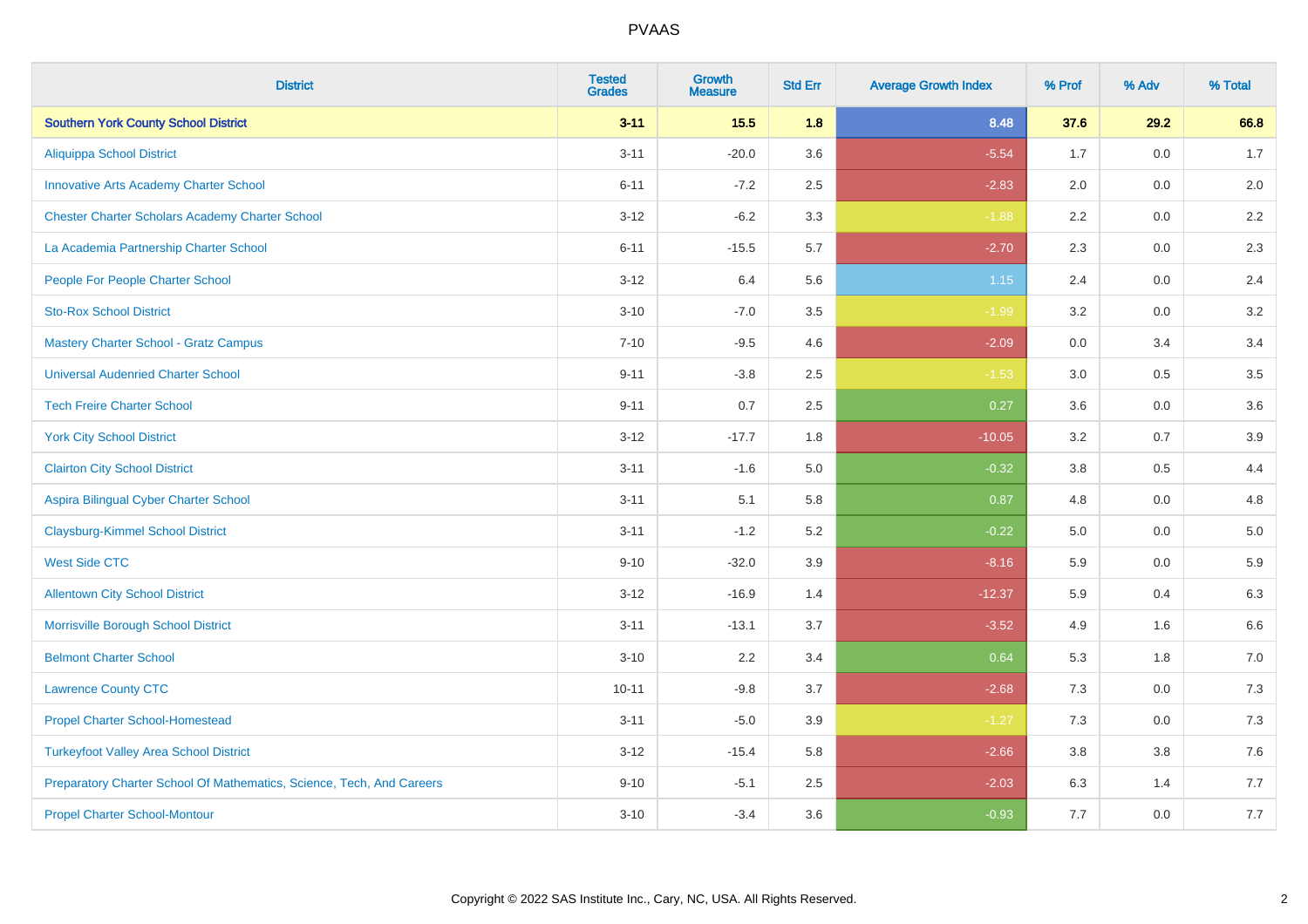# PVAAS

| District | Tested Grades | Growth Measure | Std Err | Average Growth Index | % Prof | % Adv | % Total |
|---|---|---|---|---|---|---|---|
| **Southern York County School District** | **3-11** | **15.5** | **1.8** | **8.48** | **37.6** | **29.2** | **66.8** |
| Aliquippa School District | 3-11 | -20.0 | 3.6 | -5.54 | 1.7 | 0.0 | 1.7 |
| Innovative Arts Academy Charter School | 6-11 | -7.2 | 2.5 | -2.83 | 2.0 | 0.0 | 2.0 |
| Chester Charter Scholars Academy Charter School | 3-12 | -6.2 | 3.3 | -1.88 | 2.2 | 0.0 | 2.2 |
| La Academia Partnership Charter School | 6-11 | -15.5 | 5.7 | -2.70 | 2.3 | 0.0 | 2.3 |
| People For People Charter School | 3-12 | 6.4 | 5.6 | 1.15 | 2.4 | 0.0 | 2.4 |
| Sto-Rox School District | 3-10 | -7.0 | 3.5 | -1.99 | 3.2 | 0.0 | 3.2 |
| Mastery Charter School - Gratz Campus | 7-10 | -9.5 | 4.6 | -2.09 | 0.0 | 3.4 | 3.4 |
| Universal Audenried Charter School | 9-11 | -3.8 | 2.5 | -1.53 | 3.0 | 0.5 | 3.5 |
| Tech Freire Charter School | 9-11 | 0.7 | 2.5 | 0.27 | 3.6 | 0.0 | 3.6 |
| York City School District | 3-12 | -17.7 | 1.8 | -10.05 | 3.2 | 0.7 | 3.9 |
| Clairton City School District | 3-11 | -1.6 | 5.0 | -0.32 | 3.8 | 0.5 | 4.4 |
| Aspira Bilingual Cyber Charter School | 3-11 | 5.1 | 5.8 | 0.87 | 4.8 | 0.0 | 4.8 |
| Claysburg-Kimmel School District | 3-11 | -1.2 | 5.2 | -0.22 | 5.0 | 0.0 | 5.0 |
| West Side CTC | 9-10 | -32.0 | 3.9 | -8.16 | 5.9 | 0.0 | 5.9 |
| Allentown City School District | 3-12 | -16.9 | 1.4 | -12.37 | 5.9 | 0.4 | 6.3 |
| Morrisville Borough School District | 3-11 | -13.1 | 3.7 | -3.52 | 4.9 | 1.6 | 6.6 |
| Belmont Charter School | 3-10 | 2.2 | 3.4 | 0.64 | 5.3 | 1.8 | 7.0 |
| Lawrence County CTC | 10-11 | -9.8 | 3.7 | -2.68 | 7.3 | 0.0 | 7.3 |
| Propel Charter School-Homestead | 3-11 | -5.0 | 3.9 | -1.27 | 7.3 | 0.0 | 7.3 |
| Turkeyfoot Valley Area School District | 3-12 | -15.4 | 5.8 | -2.66 | 3.8 | 3.8 | 7.6 |
| Preparatory Charter School Of Mathematics, Science, Tech, And Careers | 9-10 | -5.1 | 2.5 | -2.03 | 6.3 | 1.4 | 7.7 |
| Propel Charter School-Montour | 3-10 | -3.4 | 3.6 | -0.93 | 7.7 | 0.0 | 7.7 |

Copyright © 2022 SAS Institute Inc., Cary, NC, USA. All Rights Reserved.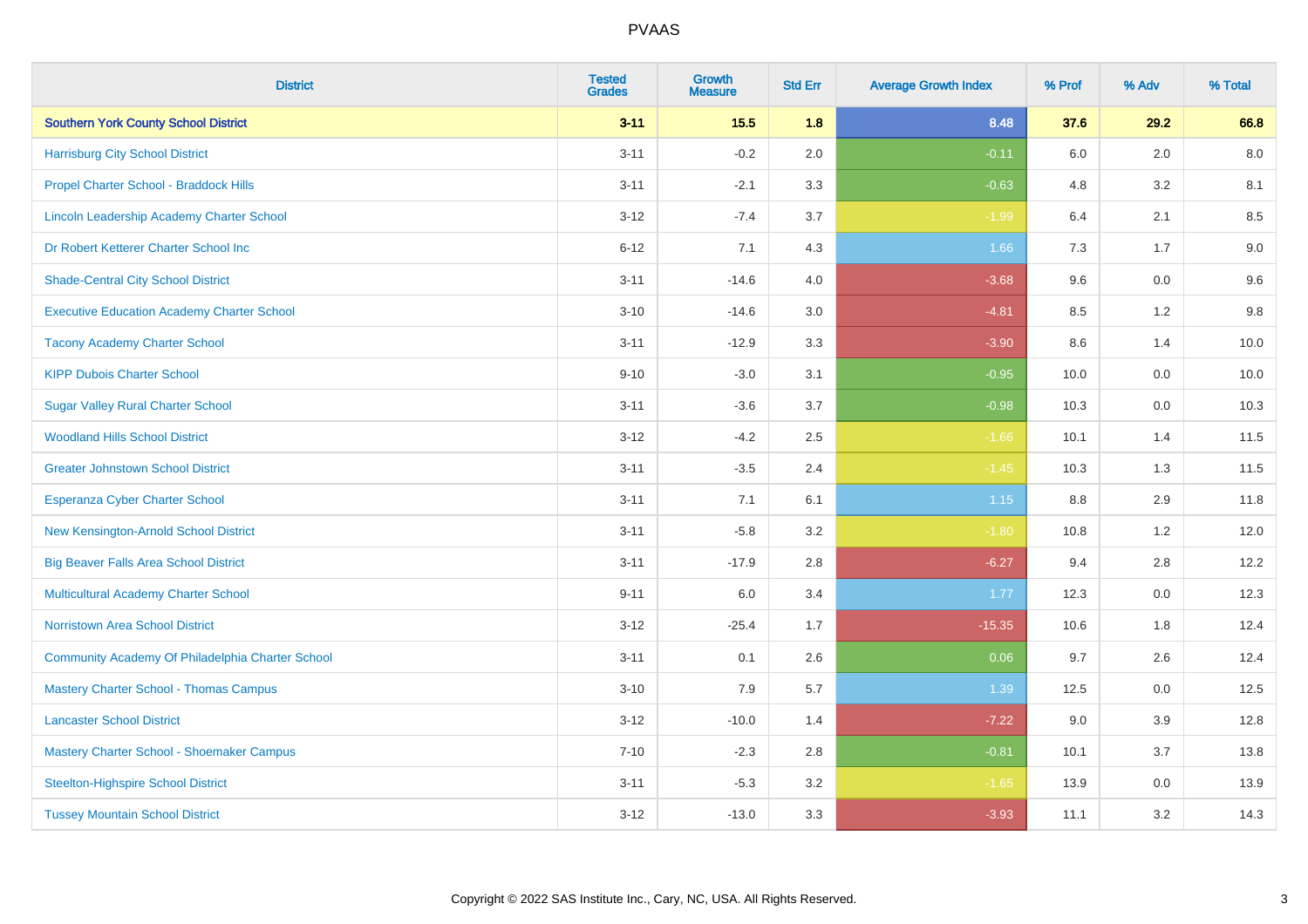# PVAAS

| District | Tested Grades | Growth Measure | Std Err | Average Growth Index | % Prof | % Adv | % Total |
|---|---|---|---|---|---|---|---|
| **Southern York County School District** | **3-11** | **15.5** | **1.8** | **8.48** | **37.6** | **29.2** | **66.8** |
| Harrisburg City School District | 3-11 | -0.2 | 2.0 | -0.11 | 6.0 | 2.0 | 8.0 |
| Propel Charter School - Braddock Hills | 3-11 | -2.1 | 3.3 | -0.63 | 4.8 | 3.2 | 8.1 |
| Lincoln Leadership Academy Charter School | 3-12 | -7.4 | 3.7 | -1.99 | 6.4 | 2.1 | 8.5 |
| Dr Robert Ketterer Charter School Inc | 6-12 | 7.1 | 4.3 | 1.66 | 7.3 | 1.7 | 9.0 |
| Shade-Central City School District | 3-11 | -14.6 | 4.0 | -3.68 | 9.6 | 0.0 | 9.6 |
| Executive Education Academy Charter School | 3-10 | -14.6 | 3.0 | -4.81 | 8.5 | 1.2 | 9.8 |
| Tacony Academy Charter School | 3-11 | -12.9 | 3.3 | -3.90 | 8.6 | 1.4 | 10.0 |
| KIPP Dubois Charter School | 9-10 | -3.0 | 3.1 | -0.95 | 10.0 | 0.0 | 10.0 |
| Sugar Valley Rural Charter School | 3-11 | -3.6 | 3.7 | -0.98 | 10.3 | 0.0 | 10.3 |
| Woodland Hills School District | 3-12 | -4.2 | 2.5 | -1.66 | 10.1 | 1.4 | 11.5 |
| Greater Johnstown School District | 3-11 | -3.5 | 2.4 | -1.45 | 10.3 | 1.3 | 11.5 |
| Esperanza Cyber Charter School | 3-11 | 7.1 | 6.1 | 1.15 | 8.8 | 2.9 | 11.8 |
| New Kensington-Arnold School District | 3-11 | -5.8 | 3.2 | -1.80 | 10.8 | 1.2 | 12.0 |
| Big Beaver Falls Area School District | 3-11 | -17.9 | 2.8 | -6.27 | 9.4 | 2.8 | 12.2 |
| Multicultural Academy Charter School | 9-11 | 6.0 | 3.4 | 1.77 | 12.3 | 0.0 | 12.3 |
| Norristown Area School District | 3-12 | -25.4 | 1.7 | -15.35 | 10.6 | 1.8 | 12.4 |
| Community Academy Of Philadelphia Charter School | 3-11 | 0.1 | 2.6 | 0.06 | 9.7 | 2.6 | 12.4 |
| Mastery Charter School - Thomas Campus | 3-10 | 7.9 | 5.7 | 1.39 | 12.5 | 0.0 | 12.5 |
| Lancaster School District | 3-12 | -10.0 | 1.4 | -7.22 | 9.0 | 3.9 | 12.8 |
| Mastery Charter School - Shoemaker Campus | 7-10 | -2.3 | 2.8 | -0.81 | 10.1 | 3.7 | 13.8 |
| Steelton-Highspire School District | 3-11 | -5.3 | 3.2 | -1.65 | 13.9 | 0.0 | 13.9 |
| Tussey Mountain School District | 3-12 | -13.0 | 3.3 | -3.93 | 11.1 | 3.2 | 14.3 |

Copyright © 2022 SAS Institute Inc., Cary, NC, USA. All Rights Reserved.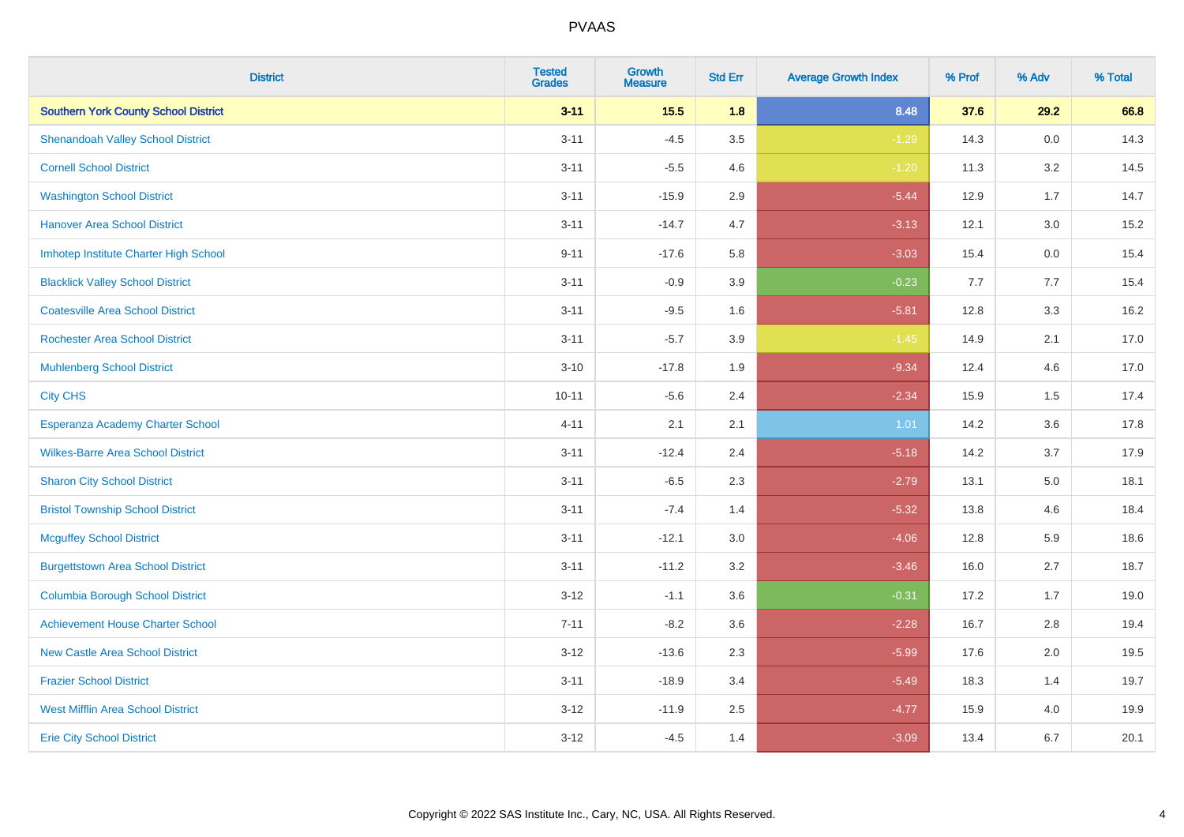| District | Tested Grades | Growth Measure | Std Err | Average Growth Index | % Prof | % Adv | % Total |
|---|---|---|---|---|---|---|---|
| **Southern York County School District** | **3-11** | **15.5** | **1.8** | **8.48** | **37.6** | **29.2** | **66.8** |
| Shenandoah Valley School District | 3-11 | -4.5 | 3.5 | -1.29 | 14.3 | 0.0 | 14.3 |
| Cornell School District | 3-11 | -5.5 | 4.6 | -1.20 | 11.3 | 3.2 | 14.5 |
| Washington School District | 3-11 | -15.9 | 2.9 | -5.44 | 12.9 | 1.7 | 14.7 |
| Hanover Area School District | 3-11 | -14.7 | 4.7 | -3.13 | 12.1 | 3.0 | 15.2 |
| Imhotep Institute Charter High School | 9-11 | -17.6 | 5.8 | -3.03 | 15.4 | 0.0 | 15.4 |
| Blacklick Valley School District | 3-11 | -0.9 | 3.9 | -0.23 | 7.7 | 7.7 | 15.4 |
| Coatesville Area School District | 3-11 | -9.5 | 1.6 | -5.81 | 12.8 | 3.3 | 16.2 |
| Rochester Area School District | 3-11 | -5.7 | 3.9 | -1.45 | 14.9 | 2.1 | 17.0 |
| Muhlenberg School District | 3-10 | -17.8 | 1.9 | -9.34 | 12.4 | 4.6 | 17.0 |
| City CHS | 10-11 | -5.6 | 2.4 | -2.34 | 15.9 | 1.5 | 17.4 |
| Esperanza Academy Charter School | 4-11 | 2.1 | 2.1 | 1.01 | 14.2 | 3.6 | 17.8 |
| Wilkes-Barre Area School District | 3-11 | -12.4 | 2.4 | -5.18 | 14.2 | 3.7 | 17.9 |
| Sharon City School District | 3-11 | -6.5 | 2.3 | -2.79 | 13.1 | 5.0 | 18.1 |
| Bristol Township School District | 3-11 | -7.4 | 1.4 | -5.32 | 13.8 | 4.6 | 18.4 |
| Mcguffey School District | 3-11 | -12.1 | 3.0 | -4.06 | 12.8 | 5.9 | 18.6 |
| Burgettstown Area School District | 3-11 | -11.2 | 3.2 | -3.46 | 16.0 | 2.7 | 18.7 |
| Columbia Borough School District | 3-12 | -1.1 | 3.6 | -0.31 | 17.2 | 1.7 | 19.0 |
| Achievement House Charter School | 7-11 | -8.2 | 3.6 | -2.28 | 16.7 | 2.8 | 19.4 |
| New Castle Area School District | 3-12 | -13.6 | 2.3 | -5.99 | 17.6 | 2.0 | 19.5 |
| Frazier School District | 3-11 | -18.9 | 3.4 | -5.49 | 18.3 | 1.4 | 19.7 |
| West Mifflin Area School District | 3-12 | -11.9 | 2.5 | -4.77 | 15.9 | 4.0 | 19.9 |
| Erie City School District | 3-12 | -4.5 | 1.4 | -3.09 | 13.4 | 6.7 | 20.1 |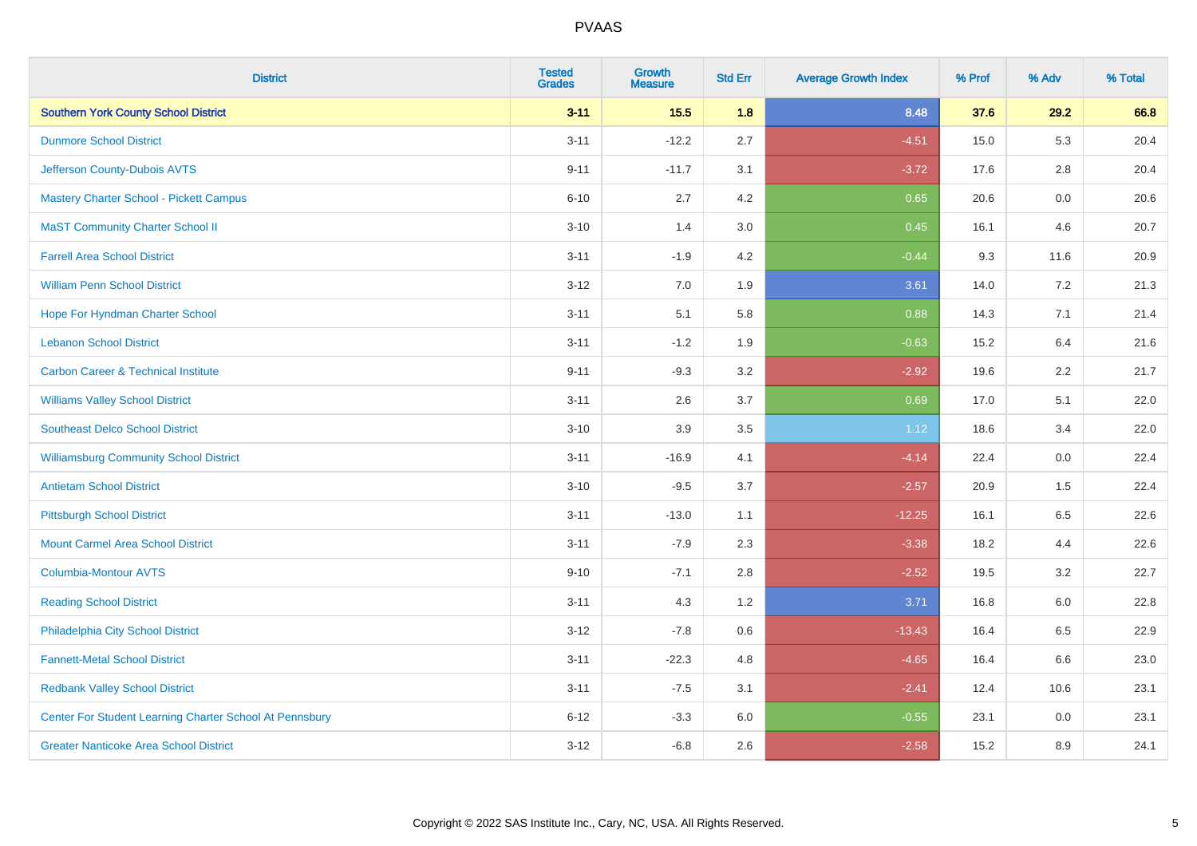| District | Tested Grades | Growth Measure | Std Err | Average Growth Index | % Prof | % Adv | % Total |
|---|---|---|---|---|---|---|---|
| **Southern York County School District** | **3-11** | **15.5** | **1.8** | **8.48** | **37.6** | **29.2** | **66.8** |
| Dunmore School District | 3-11 | -12.2 | 2.7 | -4.51 | 15.0 | 5.3 | 20.4 |
| Jefferson County-Dubois AVTS | 9-11 | -11.7 | 3.1 | -3.72 | 17.6 | 2.8 | 20.4 |
| Mastery Charter School - Pickett Campus | 6-10 | 2.7 | 4.2 | 0.65 | 20.6 | 0.0 | 20.6 |
| MaST Community Charter School II | 3-10 | 1.4 | 3.0 | 0.45 | 16.1 | 4.6 | 20.7 |
| Farrell Area School District | 3-11 | -1.9 | 4.2 | -0.44 | 9.3 | 11.6 | 20.9 |
| William Penn School District | 3-12 | 7.0 | 1.9 | 3.61 | 14.0 | 7.2 | 21.3 |
| Hope For Hyndman Charter School | 3-11 | 5.1 | 5.8 | 0.88 | 14.3 | 7.1 | 21.4 |
| Lebanon School District | 3-11 | -1.2 | 1.9 | -0.63 | 15.2 | 6.4 | 21.6 |
| Carbon Career & Technical Institute | 9-11 | -9.3 | 3.2 | -2.92 | 19.6 | 2.2 | 21.7 |
| Williams Valley School District | 3-11 | 2.6 | 3.7 | 0.69 | 17.0 | 5.1 | 22.0 |
| Southeast Delco School District | 3-10 | 3.9 | 3.5 | 1.12 | 18.6 | 3.4 | 22.0 |
| Williamsburg Community School District | 3-11 | -16.9 | 4.1 | -4.14 | 22.4 | 0.0 | 22.4 |
| Antietam School District | 3-10 | -9.5 | 3.7 | -2.57 | 20.9 | 1.5 | 22.4 |
| Pittsburgh School District | 3-11 | -13.0 | 1.1 | -12.25 | 16.1 | 6.5 | 22.6 |
| Mount Carmel Area School District | 3-11 | -7.9 | 2.3 | -3.38 | 18.2 | 4.4 | 22.6 |
| Columbia-Montour AVTS | 9-10 | -7.1 | 2.8 | -2.52 | 19.5 | 3.2 | 22.7 |
| Reading School District | 3-11 | 4.3 | 1.2 | 3.71 | 16.8 | 6.0 | 22.8 |
| Philadelphia City School District | 3-12 | -7.8 | 0.6 | -13.43 | 16.4 | 6.5 | 22.9 |
| Fannett-Metal School District | 3-11 | -22.3 | 4.8 | -4.65 | 16.4 | 6.6 | 23.0 |
| Redbank Valley School District | 3-11 | -7.5 | 3.1 | -2.41 | 12.4 | 10.6 | 23.1 |
| Center For Student Learning Charter School At Pennsbury | 6-12 | -3.3 | 6.0 | -0.55 | 23.1 | 0.0 | 23.1 |
| Greater Nanticoke Area School District | 3-12 | -6.8 | 2.6 | -2.58 | 15.2 | 8.9 | 24.1 |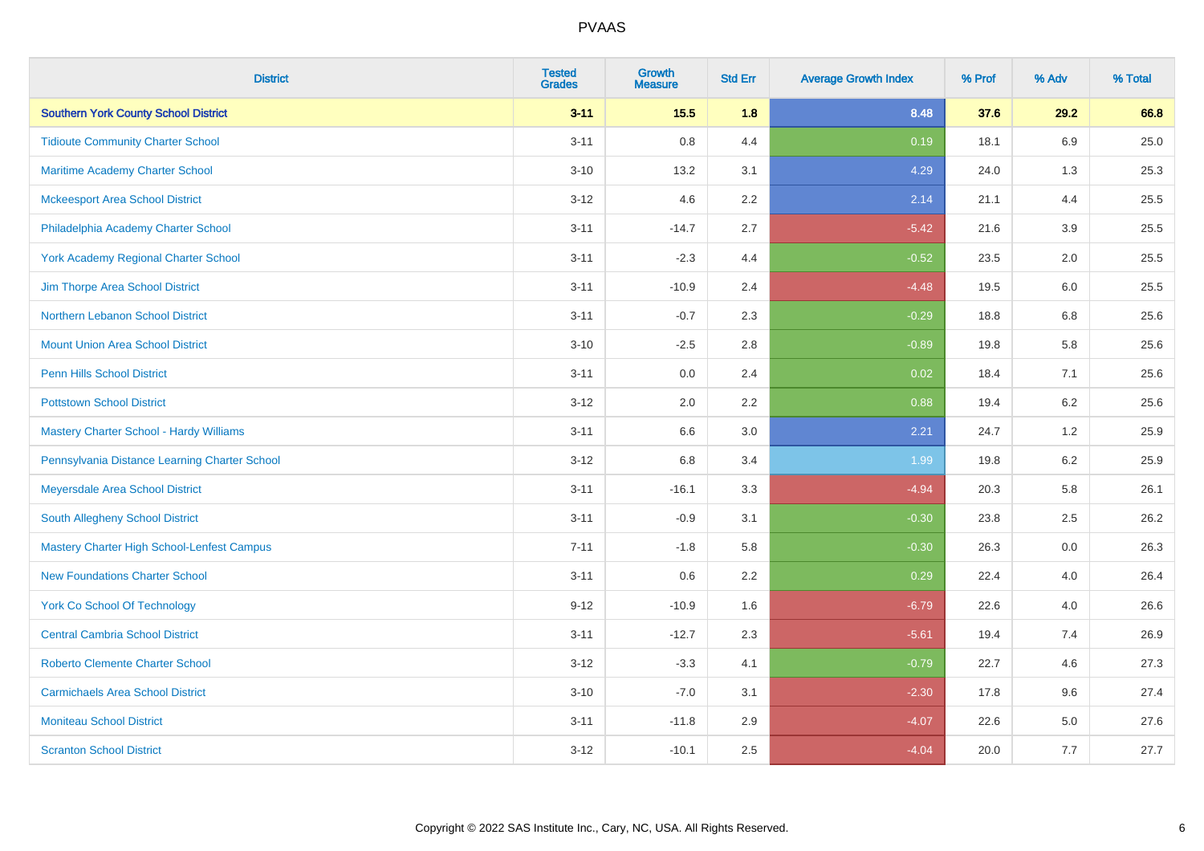# PVAAS

| District | Tested Grades | Growth Measure | Std Err | Average Growth Index | % Prof | % Adv | % Total |
|---|---|---|---|---|---|---|---|
| **Southern York County School District** | **3-11** | **15.5** | **1.8** | **8.48** | **37.6** | **29.2** | **66.8** |
| Tidioute Community Charter School | 3-11 | 0.8 | 4.4 | 0.19 | 18.1 | 6.9 | 25.0 |
| Maritime Academy Charter School | 3-10 | 13.2 | 3.1 | 4.29 | 24.0 | 1.3 | 25.3 |
| Mckeesport Area School District | 3-12 | 4.6 | 2.2 | 2.14 | 21.1 | 4.4 | 25.5 |
| Philadelphia Academy Charter School | 3-11 | -14.7 | 2.7 | -5.42 | 21.6 | 3.9 | 25.5 |
| York Academy Regional Charter School | 3-11 | -2.3 | 4.4 | -0.52 | 23.5 | 2.0 | 25.5 |
| Jim Thorpe Area School District | 3-11 | -10.9 | 2.4 | -4.48 | 19.5 | 6.0 | 25.5 |
| Northern Lebanon School District | 3-11 | -0.7 | 2.3 | -0.29 | 18.8 | 6.8 | 25.6 |
| Mount Union Area School District | 3-10 | -2.5 | 2.8 | -0.89 | 19.8 | 5.8 | 25.6 |
| Penn Hills School District | 3-11 | 0.0 | 2.4 | 0.02 | 18.4 | 7.1 | 25.6 |
| Pottstown School District | 3-12 | 2.0 | 2.2 | 0.88 | 19.4 | 6.2 | 25.6 |
| Mastery Charter School - Hardy Williams | 3-11 | 6.6 | 3.0 | 2.21 | 24.7 | 1.2 | 25.9 |
| Pennsylvania Distance Learning Charter School | 3-12 | 6.8 | 3.4 | 1.99 | 19.8 | 6.2 | 25.9 |
| Meyersdale Area School District | 3-11 | -16.1 | 3.3 | -4.94 | 20.3 | 5.8 | 26.1 |
| South Allegheny School District | 3-11 | -0.9 | 3.1 | -0.30 | 23.8 | 2.5 | 26.2 |
| Mastery Charter High School-Lenfest Campus | 7-11 | -1.8 | 5.8 | -0.30 | 26.3 | 0.0 | 26.3 |
| New Foundations Charter School | 3-11 | 0.6 | 2.2 | 0.29 | 22.4 | 4.0 | 26.4 |
| York Co School Of Technology | 9-12 | -10.9 | 1.6 | -6.79 | 22.6 | 4.0 | 26.6 |
| Central Cambria School District | 3-11 | -12.7 | 2.3 | -5.61 | 19.4 | 7.4 | 26.9 |
| Roberto Clemente Charter School | 3-12 | -3.3 | 4.1 | -0.79 | 22.7 | 4.6 | 27.3 |
| Carmichaels Area School District | 3-10 | -7.0 | 3.1 | -2.30 | 17.8 | 9.6 | 27.4 |
| Moniteau School District | 3-11 | -11.8 | 2.9 | -4.07 | 22.6 | 5.0 | 27.6 |
| Scranton School District | 3-12 | -10.1 | 2.5 | -4.04 | 20.0 | 7.7 | 27.7 |

Copyright © 2022 SAS Institute Inc., Cary, NC, USA. All Rights Reserved.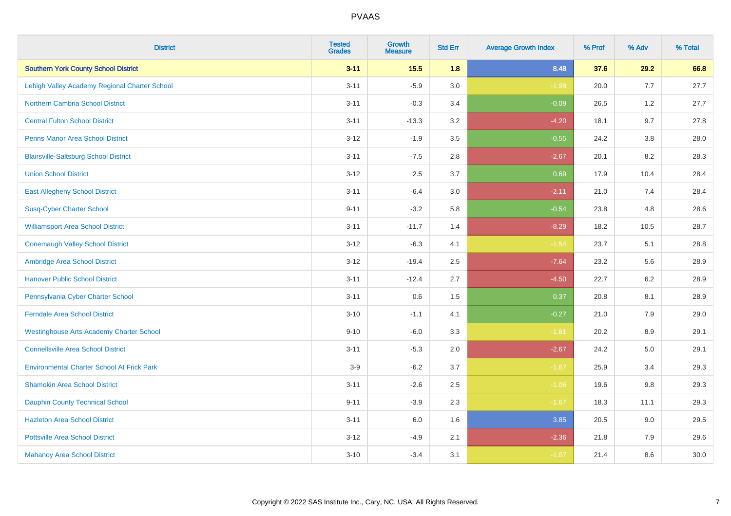# PVAAS

| District | Tested Grades | Growth Measure | Std Err | Average Growth Index | % Prof | % Adv | % Total |
|---|---|---|---|---|---|---|---|
| **Southern York County School District** | **3-11** | **15.5** | **1.8** | **8.48** | **37.6** | **29.2** | **66.8** |
| Lehigh Valley Academy Regional Charter School | 3-11 | -5.9 | 3.0 | -1.98 | 20.0 | 7.7 | 27.7 |
| Northern Cambria School District | 3-11 | -0.3 | 3.4 | -0.09 | 26.5 | 1.2 | 27.7 |
| Central Fulton School District | 3-11 | -13.3 | 3.2 | -4.20 | 18.1 | 9.7 | 27.8 |
| Penns Manor Area School District | 3-12 | -1.9 | 3.5 | -0.55 | 24.2 | 3.8 | 28.0 |
| Blairsville-Saltsburg School District | 3-11 | -7.5 | 2.8 | -2.67 | 20.1 | 8.2 | 28.3 |
| Union School District | 3-12 | 2.5 | 3.7 | 0.69 | 17.9 | 10.4 | 28.4 |
| East Allegheny School District | 3-11 | -6.4 | 3.0 | -2.11 | 21.0 | 7.4 | 28.4 |
| Susq-Cyber Charter School | 9-11 | -3.2 | 5.8 | -0.54 | 23.8 | 4.8 | 28.6 |
| Williamsport Area School District | 3-11 | -11.7 | 1.4 | -8.29 | 18.2 | 10.5 | 28.7 |
| Conemaugh Valley School District | 3-12 | -6.3 | 4.1 | -1.54 | 23.7 | 5.1 | 28.8 |
| Ambridge Area School District | 3-12 | -19.4 | 2.5 | -7.64 | 23.2 | 5.6 | 28.9 |
| Hanover Public School District | 3-11 | -12.4 | 2.7 | -4.50 | 22.7 | 6.2 | 28.9 |
| Pennsylvania Cyber Charter School | 3-11 | 0.6 | 1.5 | 0.37 | 20.8 | 8.1 | 28.9 |
| Ferndale Area School District | 3-10 | -1.1 | 4.1 | -0.27 | 21.0 | 7.9 | 29.0 |
| Westinghouse Arts Academy Charter School | 9-10 | -6.0 | 3.3 | -1.81 | 20.2 | 8.9 | 29.1 |
| Connellsville Area School District | 3-11 | -5.3 | 2.0 | -2.67 | 24.2 | 5.0 | 29.1 |
| Environmental Charter School At Frick Park | 3-9 | -6.2 | 3.7 | -1.67 | 25.9 | 3.4 | 29.3 |
| Shamokin Area School District | 3-11 | -2.6 | 2.5 | -1.06 | 19.6 | 9.8 | 29.3 |
| Dauphin County Technical School | 9-11 | -3.9 | 2.3 | -1.67 | 18.3 | 11.1 | 29.3 |
| Hazleton Area School District | 3-11 | 6.0 | 1.6 | 3.85 | 20.5 | 9.0 | 29.5 |
| Pottsville Area School District | 3-12 | -4.9 | 2.1 | -2.36 | 21.8 | 7.9 | 29.6 |
| Mahanoy Area School District | 3-10 | -3.4 | 3.1 | -1.07 | 21.4 | 8.6 | 30.0 |

Copyright © 2022 SAS Institute Inc., Cary, NC, USA. All Rights Reserved.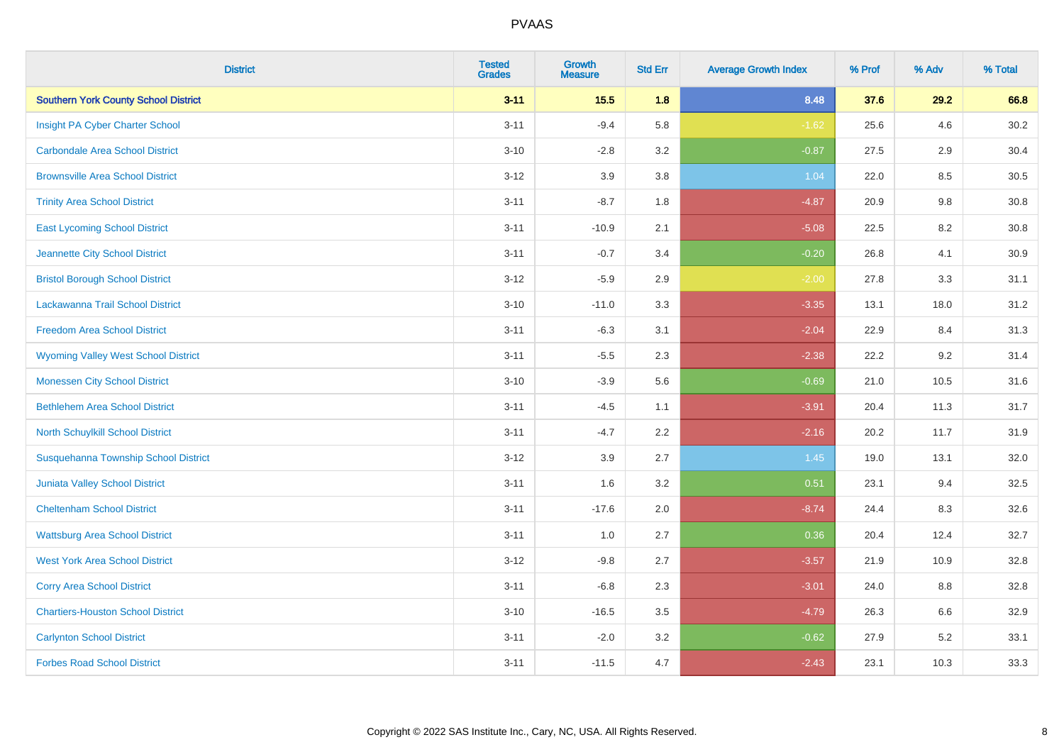# PVAAS

| District | Tested Grades | Growth Measure | Std Err | Average Growth Index | % Prof | % Adv | % Total |
|---|---|---|---|---|---|---|---|
| **Southern York County School District** | **3-11** | **15.5** | **1.8** | **8.48** | **37.6** | **29.2** | **66.8** |
| Insight PA Cyber Charter School | 3-11 | -9.4 | 5.8 | -1.62 | 25.6 | 4.6 | 30.2 |
| Carbondale Area School District | 3-10 | -2.8 | 3.2 | -0.87 | 27.5 | 2.9 | 30.4 |
| Brownsville Area School District | 3-12 | 3.9 | 3.8 | 1.04 | 22.0 | 8.5 | 30.5 |
| Trinity Area School District | 3-11 | -8.7 | 1.8 | -4.87 | 20.9 | 9.8 | 30.8 |
| East Lycoming School District | 3-11 | -10.9 | 2.1 | -5.08 | 22.5 | 8.2 | 30.8 |
| Jeannette City School District | 3-11 | -0.7 | 3.4 | -0.20 | 26.8 | 4.1 | 30.9 |
| Bristol Borough School District | 3-12 | -5.9 | 2.9 | -2.00 | 27.8 | 3.3 | 31.1 |
| Lackawanna Trail School District | 3-10 | -11.0 | 3.3 | -3.35 | 13.1 | 18.0 | 31.2 |
| Freedom Area School District | 3-11 | -6.3 | 3.1 | -2.04 | 22.9 | 8.4 | 31.3 |
| Wyoming Valley West School District | 3-11 | -5.5 | 2.3 | -2.38 | 22.2 | 9.2 | 31.4 |
| Monessen City School District | 3-10 | -3.9 | 5.6 | -0.69 | 21.0 | 10.5 | 31.6 |
| Bethlehem Area School District | 3-11 | -4.5 | 1.1 | -3.91 | 20.4 | 11.3 | 31.7 |
| North Schuylkill School District | 3-11 | -4.7 | 2.2 | -2.16 | 20.2 | 11.7 | 31.9 |
| Susquehanna Township School District | 3-12 | 3.9 | 2.7 | 1.45 | 19.0 | 13.1 | 32.0 |
| Juniata Valley School District | 3-11 | 1.6 | 3.2 | 0.51 | 23.1 | 9.4 | 32.5 |
| Cheltenham School District | 3-11 | -17.6 | 2.0 | -8.74 | 24.4 | 8.3 | 32.6 |
| Wattsburg Area School District | 3-11 | 1.0 | 2.7 | 0.36 | 20.4 | 12.4 | 32.7 |
| West York Area School District | 3-12 | -9.8 | 2.7 | -3.57 | 21.9 | 10.9 | 32.8 |
| Corry Area School District | 3-11 | -6.8 | 2.3 | -3.01 | 24.0 | 8.8 | 32.8 |
| Chartiers-Houston School District | 3-10 | -16.5 | 3.5 | -4.79 | 26.3 | 6.6 | 32.9 |
| Carlynton School District | 3-11 | -2.0 | 3.2 | -0.62 | 27.9 | 5.2 | 33.1 |
| Forbes Road School District | 3-11 | -11.5 | 4.7 | -2.43 | 23.1 | 10.3 | 33.3 |

Copyright © 2022 SAS Institute Inc., Cary, NC, USA. All Rights Reserved.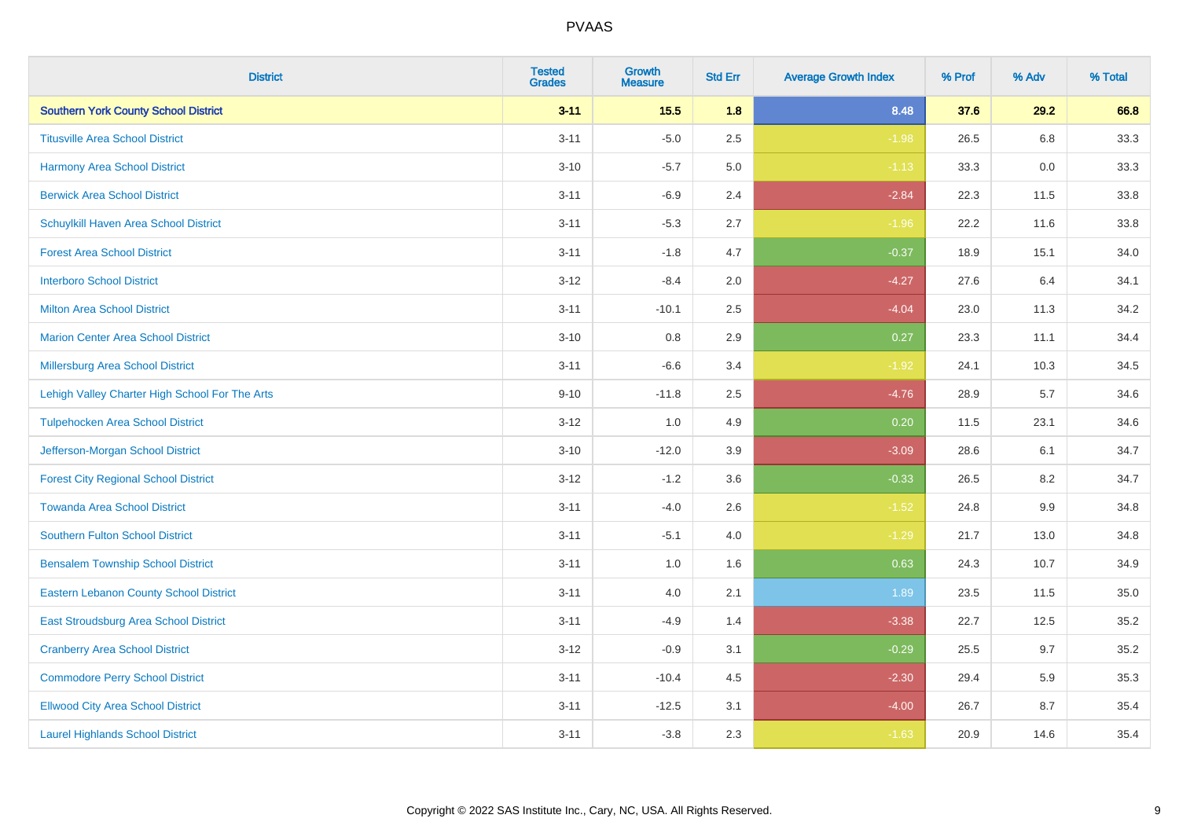| District | Tested Grades | Growth Measure | Std Err | Average Growth Index | % Prof | % Adv | % Total |
|---|---|---|---|---|---|---|---|
| **Southern York County School District** | **3-11** | **15.5** | **1.8** | **8.48** | **37.6** | **29.2** | **66.8** |
| Titusville Area School District | 3-11 | -5.0 | 2.5 | -1.98 | 26.5 | 6.8 | 33.3 |
| Harmony Area School District | 3-10 | -5.7 | 5.0 | -1.13 | 33.3 | 0.0 | 33.3 |
| Berwick Area School District | 3-11 | -6.9 | 2.4 | -2.84 | 22.3 | 11.5 | 33.8 |
| Schuylkill Haven Area School District | 3-11 | -5.3 | 2.7 | -1.96 | 22.2 | 11.6 | 33.8 |
| Forest Area School District | 3-11 | -1.8 | 4.7 | -0.37 | 18.9 | 15.1 | 34.0 |
| Interboro School District | 3-12 | -8.4 | 2.0 | -4.27 | 27.6 | 6.4 | 34.1 |
| Milton Area School District | 3-11 | -10.1 | 2.5 | -4.04 | 23.0 | 11.3 | 34.2 |
| Marion Center Area School District | 3-10 | 0.8 | 2.9 | 0.27 | 23.3 | 11.1 | 34.4 |
| Millersburg Area School District | 3-11 | -6.6 | 3.4 | -1.92 | 24.1 | 10.3 | 34.5 |
| Lehigh Valley Charter High School For The Arts | 9-10 | -11.8 | 2.5 | -4.76 | 28.9 | 5.7 | 34.6 |
| Tulpehocken Area School District | 3-12 | 1.0 | 4.9 | 0.20 | 11.5 | 23.1 | 34.6 |
| Jefferson-Morgan School District | 3-10 | -12.0 | 3.9 | -3.09 | 28.6 | 6.1 | 34.7 |
| Forest City Regional School District | 3-12 | -1.2 | 3.6 | -0.33 | 26.5 | 8.2 | 34.7 |
| Towanda Area School District | 3-11 | -4.0 | 2.6 | -1.52 | 24.8 | 9.9 | 34.8 |
| Southern Fulton School District | 3-11 | -5.1 | 4.0 | -1.29 | 21.7 | 13.0 | 34.8 |
| Bensalem Township School District | 3-11 | 1.0 | 1.6 | 0.63 | 24.3 | 10.7 | 34.9 |
| Eastern Lebanon County School District | 3-11 | 4.0 | 2.1 | 1.89 | 23.5 | 11.5 | 35.0 |
| East Stroudsburg Area School District | 3-11 | -4.9 | 1.4 | -3.38 | 22.7 | 12.5 | 35.2 |
| Cranberry Area School District | 3-12 | -0.9 | 3.1 | -0.29 | 25.5 | 9.7 | 35.2 |
| Commodore Perry School District | 3-11 | -10.4 | 4.5 | -2.30 | 29.4 | 5.9 | 35.3 |
| Ellwood City Area School District | 3-11 | -12.5 | 3.1 | -4.00 | 26.7 | 8.7 | 35.4 |
| Laurel Highlands School District | 3-11 | -3.8 | 2.3 | -1.63 | 20.9 | 14.6 | 35.4 |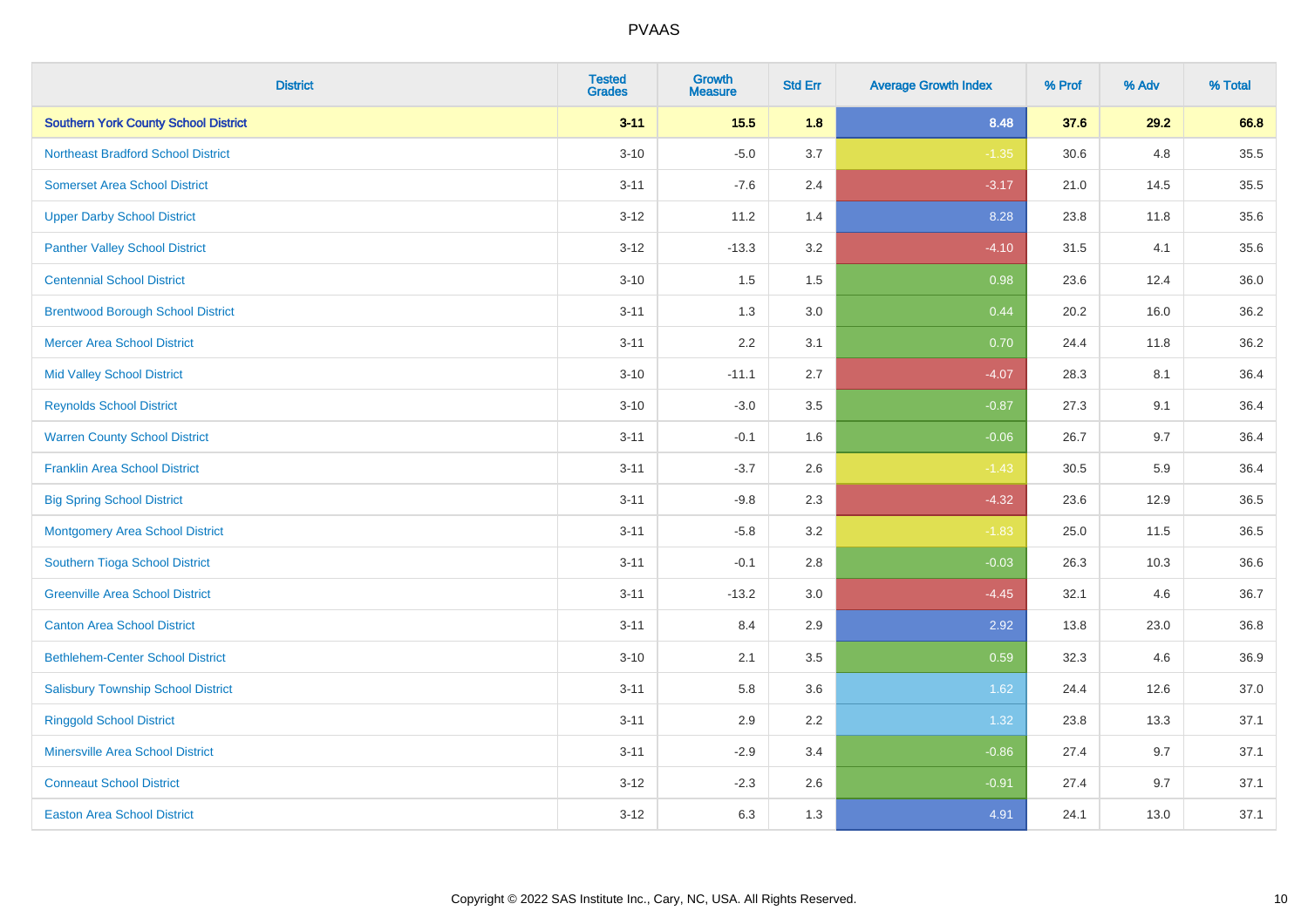PVAAS

| District | Tested Grades | Growth Measure | Std Err | Average Growth Index | % Prof | % Adv | % Total |
|---|---|---|---|---|---|---|---|
| **Southern York County School District** | **3-11** | **15.5** | **1.8** | **8.48** | **37.6** | **29.2** | **66.8** |
| Northeast Bradford School District | 3-10 | -5.0 | 3.7 | -1.35 | 30.6 | 4.8 | 35.5 |
| Somerset Area School District | 3-11 | -7.6 | 2.4 | -3.17 | 21.0 | 14.5 | 35.5 |
| Upper Darby School District | 3-12 | 11.2 | 1.4 | 8.28 | 23.8 | 11.8 | 35.6 |
| Panther Valley School District | 3-12 | -13.3 | 3.2 | -4.10 | 31.5 | 4.1 | 35.6 |
| Centennial School District | 3-10 | 1.5 | 1.5 | 0.98 | 23.6 | 12.4 | 36.0 |
| Brentwood Borough School District | 3-11 | 1.3 | 3.0 | 0.44 | 20.2 | 16.0 | 36.2 |
| Mercer Area School District | 3-11 | 2.2 | 3.1 | 0.70 | 24.4 | 11.8 | 36.2 |
| Mid Valley School District | 3-10 | -11.1 | 2.7 | -4.07 | 28.3 | 8.1 | 36.4 |
| Reynolds School District | 3-10 | -3.0 | 3.5 | -0.87 | 27.3 | 9.1 | 36.4 |
| Warren County School District | 3-11 | -0.1 | 1.6 | -0.06 | 26.7 | 9.7 | 36.4 |
| Franklin Area School District | 3-11 | -3.7 | 2.6 | -1.43 | 30.5 | 5.9 | 36.4 |
| Big Spring School District | 3-11 | -9.8 | 2.3 | -4.32 | 23.6 | 12.9 | 36.5 |
| Montgomery Area School District | 3-11 | -5.8 | 3.2 | -1.83 | 25.0 | 11.5 | 36.5 |
| Southern Tioga School District | 3-11 | -0.1 | 2.8 | -0.03 | 26.3 | 10.3 | 36.6 |
| Greenville Area School District | 3-11 | -13.2 | 3.0 | -4.45 | 32.1 | 4.6 | 36.7 |
| Canton Area School District | 3-11 | 8.4 | 2.9 | 2.92 | 13.8 | 23.0 | 36.8 |
| Bethlehem-Center School District | 3-10 | 2.1 | 3.5 | 0.59 | 32.3 | 4.6 | 36.9 |
| Salisbury Township School District | 3-11 | 5.8 | 3.6 | 1.62 | 24.4 | 12.6 | 37.0 |
| Ringgold School District | 3-11 | 2.9 | 2.2 | 1.32 | 23.8 | 13.3 | 37.1 |
| Minersville Area School District | 3-11 | -2.9 | 3.4 | -0.86 | 27.4 | 9.7 | 37.1 |
| Conneaut School District | 3-12 | -2.3 | 2.6 | -0.91 | 27.4 | 9.7 | 37.1 |
| Easton Area School District | 3-12 | 6.3 | 1.3 | 4.91 | 24.1 | 13.0 | 37.1 |

Copyright © 2022 SAS Institute Inc., Cary, NC, USA. All Rights Reserved.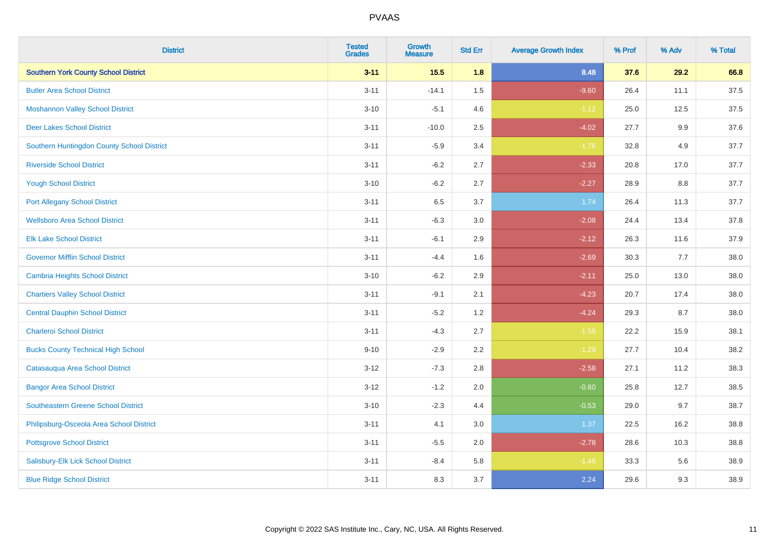| District | Tested Grades | Growth Measure | Std Err | Average Growth Index | % Prof | % Adv | % Total |
|---|---|---|---|---|---|---|---|
| **Southern York County School District** | **3-11** | **15.5** | **1.8** | **8.48** | **37.6** | **29.2** | **66.8** |
| Butler Area School District | 3-11 | -14.1 | 1.5 | -9.60 | 26.4 | 11.1 | 37.5 |
| Moshannon Valley School District | 3-10 | -5.1 | 4.6 | -1.12 | 25.0 | 12.5 | 37.5 |
| Deer Lakes School District | 3-11 | -10.0 | 2.5 | -4.02 | 27.7 | 9.9 | 37.6 |
| Southern Huntingdon County School District | 3-11 | -5.9 | 3.4 | -1.76 | 32.8 | 4.9 | 37.7 |
| Riverside School District | 3-11 | -6.2 | 2.7 | -2.33 | 20.8 | 17.0 | 37.7 |
| Yough School District | 3-10 | -6.2 | 2.7 | -2.27 | 28.9 | 8.8 | 37.7 |
| Port Allegany School District | 3-11 | 6.5 | 3.7 | 1.74 | 26.4 | 11.3 | 37.7 |
| Wellsboro Area School District | 3-11 | -6.3 | 3.0 | -2.08 | 24.4 | 13.4 | 37.8 |
| Elk Lake School District | 3-11 | -6.1 | 2.9 | -2.12 | 26.3 | 11.6 | 37.9 |
| Governor Mifflin School District | 3-11 | -4.4 | 1.6 | -2.69 | 30.3 | 7.7 | 38.0 |
| Cambria Heights School District | 3-10 | -6.2 | 2.9 | -2.11 | 25.0 | 13.0 | 38.0 |
| Chartiers Valley School District | 3-11 | -9.1 | 2.1 | -4.23 | 20.7 | 17.4 | 38.0 |
| Central Dauphin School District | 3-11 | -5.2 | 1.2 | -4.24 | 29.3 | 8.7 | 38.0 |
| Charleroi School District | 3-11 | -4.3 | 2.7 | -1.55 | 22.2 | 15.9 | 38.1 |
| Bucks County Technical High School | 9-10 | -2.9 | 2.2 | -1.29 | 27.7 | 10.4 | 38.2 |
| Catasauqua Area School District | 3-12 | -7.3 | 2.8 | -2.58 | 27.1 | 11.2 | 38.3 |
| Bangor Area School District | 3-12 | -1.2 | 2.0 | -0.60 | 25.8 | 12.7 | 38.5 |
| Southeastern Greene School District | 3-10 | -2.3 | 4.4 | -0.53 | 29.0 | 9.7 | 38.7 |
| Philipsburg-Osceola Area School District | 3-11 | 4.1 | 3.0 | 1.37 | 22.5 | 16.2 | 38.8 |
| Pottsgrove School District | 3-11 | -5.5 | 2.0 | -2.78 | 28.6 | 10.3 | 38.8 |
| Salisbury-Elk Lick School District | 3-11 | -8.4 | 5.8 | -1.45 | 33.3 | 5.6 | 38.9 |
| Blue Ridge School District | 3-11 | 8.3 | 3.7 | 2.24 | 29.6 | 9.3 | 38.9 |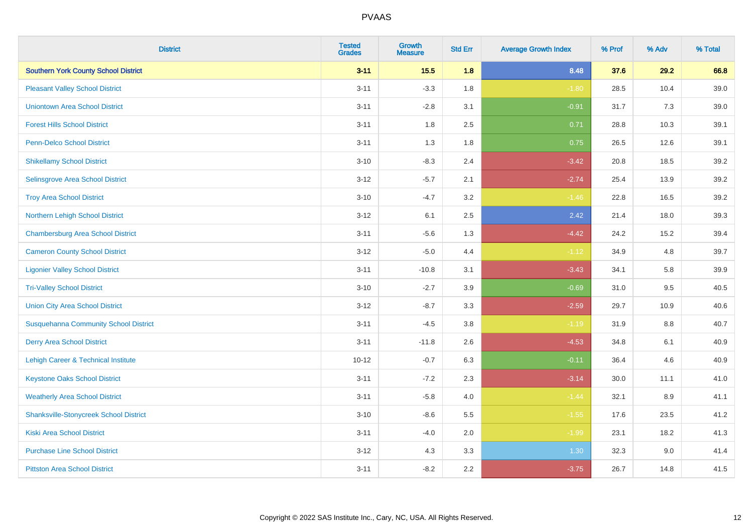| District | Tested Grades | Growth Measure | Std Err | Average Growth Index | % Prof | % Adv | % Total |
|---|---|---|---|---|---|---|---|
| **Southern York County School District** | **3-11** | **15.5** | **1.8** | **8.48** | **37.6** | **29.2** | **66.8** |
| Pleasant Valley School District | 3-11 | -3.3 | 1.8 | -1.80 | 28.5 | 10.4 | 39.0 |
| Uniontown Area School District | 3-11 | -2.8 | 3.1 | -0.91 | 31.7 | 7.3 | 39.0 |
| Forest Hills School District | 3-11 | 1.8 | 2.5 | 0.71 | 28.8 | 10.3 | 39.1 |
| Penn-Delco School District | 3-11 | 1.3 | 1.8 | 0.75 | 26.5 | 12.6 | 39.1 |
| Shikellamy School District | 3-10 | -8.3 | 2.4 | -3.42 | 20.8 | 18.5 | 39.2 |
| Selinsgrove Area School District | 3-12 | -5.7 | 2.1 | -2.74 | 25.4 | 13.9 | 39.2 |
| Troy Area School District | 3-10 | -4.7 | 3.2 | -1.46 | 22.8 | 16.5 | 39.2 |
| Northern Lehigh School District | 3-12 | 6.1 | 2.5 | 2.42 | 21.4 | 18.0 | 39.3 |
| Chambersburg Area School District | 3-11 | -5.6 | 1.3 | -4.42 | 24.2 | 15.2 | 39.4 |
| Cameron County School District | 3-12 | -5.0 | 4.4 | -1.12 | 34.9 | 4.8 | 39.7 |
| Ligonier Valley School District | 3-11 | -10.8 | 3.1 | -3.43 | 34.1 | 5.8 | 39.9 |
| Tri-Valley School District | 3-10 | -2.7 | 3.9 | -0.69 | 31.0 | 9.5 | 40.5 |
| Union City Area School District | 3-12 | -8.7 | 3.3 | -2.59 | 29.7 | 10.9 | 40.6 |
| Susquehanna Community School District | 3-11 | -4.5 | 3.8 | -1.19 | 31.9 | 8.8 | 40.7 |
| Derry Area School District | 3-11 | -11.8 | 2.6 | -4.53 | 34.8 | 6.1 | 40.9 |
| Lehigh Career & Technical Institute | 10-12 | -0.7 | 6.3 | -0.11 | 36.4 | 4.6 | 40.9 |
| Keystone Oaks School District | 3-11 | -7.2 | 2.3 | -3.14 | 30.0 | 11.1 | 41.0 |
| Weatherly Area School District | 3-11 | -5.8 | 4.0 | -1.44 | 32.1 | 8.9 | 41.1 |
| Shanksville-Stonycreek School District | 3-10 | -8.6 | 5.5 | -1.55 | 17.6 | 23.5 | 41.2 |
| Kiski Area School District | 3-11 | -4.0 | 2.0 | -1.99 | 23.1 | 18.2 | 41.3 |
| Purchase Line School District | 3-12 | 4.3 | 3.3 | 1.30 | 32.3 | 9.0 | 41.4 |
| Pittston Area School District | 3-11 | -8.2 | 2.2 | -3.75 | 26.7 | 14.8 | 41.5 |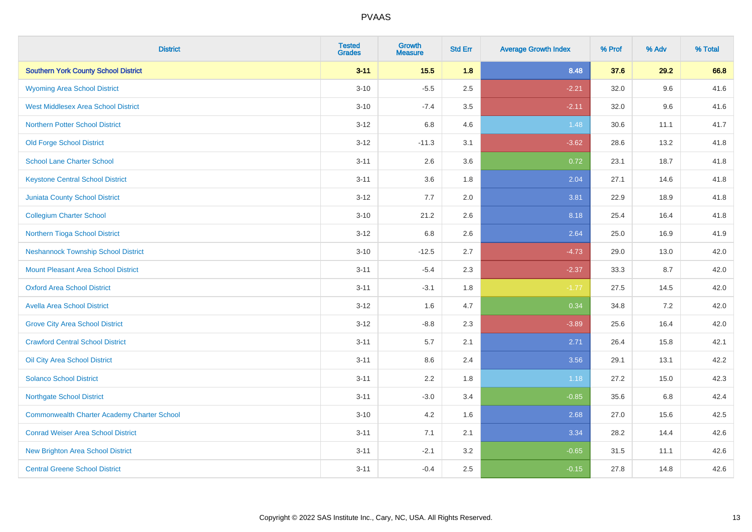| District | Tested Grades | Growth Measure | Std Err | Average Growth Index | % Prof | % Adv | % Total |
|---|---|---|---|---|---|---|---|
| **Southern York County School District** | **3-11** | **15.5** | **1.8** | **8.48** | **37.6** | **29.2** | **66.8** |
| Wyoming Area School District | 3-10 | -5.5 | 2.5 | -2.21 | 32.0 | 9.6 | 41.6 |
| West Middlesex Area School District | 3-10 | -7.4 | 3.5 | -2.11 | 32.0 | 9.6 | 41.6 |
| Northern Potter School District | 3-12 | 6.8 | 4.6 | 1.48 | 30.6 | 11.1 | 41.7 |
| Old Forge School District | 3-12 | -11.3 | 3.1 | -3.62 | 28.6 | 13.2 | 41.8 |
| School Lane Charter School | 3-11 | 2.6 | 3.6 | 0.72 | 23.1 | 18.7 | 41.8 |
| Keystone Central School District | 3-11 | 3.6 | 1.8 | 2.04 | 27.1 | 14.6 | 41.8 |
| Juniata County School District | 3-12 | 7.7 | 2.0 | 3.81 | 22.9 | 18.9 | 41.8 |
| Collegium Charter School | 3-10 | 21.2 | 2.6 | 8.18 | 25.4 | 16.4 | 41.8 |
| Northern Tioga School District | 3-12 | 6.8 | 2.6 | 2.64 | 25.0 | 16.9 | 41.9 |
| Neshannock Township School District | 3-10 | -12.5 | 2.7 | -4.73 | 29.0 | 13.0 | 42.0 |
| Mount Pleasant Area School District | 3-11 | -5.4 | 2.3 | -2.37 | 33.3 | 8.7 | 42.0 |
| Oxford Area School District | 3-11 | -3.1 | 1.8 | -1.77 | 27.5 | 14.5 | 42.0 |
| Avella Area School District | 3-12 | 1.6 | 4.7 | 0.34 | 34.8 | 7.2 | 42.0 |
| Grove City Area School District | 3-12 | -8.8 | 2.3 | -3.89 | 25.6 | 16.4 | 42.0 |
| Crawford Central School District | 3-11 | 5.7 | 2.1 | 2.71 | 26.4 | 15.8 | 42.1 |
| Oil City Area School District | 3-11 | 8.6 | 2.4 | 3.56 | 29.1 | 13.1 | 42.2 |
| Solanco School District | 3-11 | 2.2 | 1.8 | 1.18 | 27.2 | 15.0 | 42.3 |
| Northgate School District | 3-11 | -3.0 | 3.4 | -0.85 | 35.6 | 6.8 | 42.4 |
| Commonwealth Charter Academy Charter School | 3-10 | 4.2 | 1.6 | 2.68 | 27.0 | 15.6 | 42.5 |
| Conrad Weiser Area School District | 3-11 | 7.1 | 2.1 | 3.34 | 28.2 | 14.4 | 42.6 |
| New Brighton Area School District | 3-11 | -2.1 | 3.2 | -0.65 | 31.5 | 11.1 | 42.6 |
| Central Greene School District | 3-11 | -0.4 | 2.5 | -0.15 | 27.8 | 14.8 | 42.6 |

Copyright © 2022 SAS Institute Inc., Cary, NC, USA. All Rights Reserved.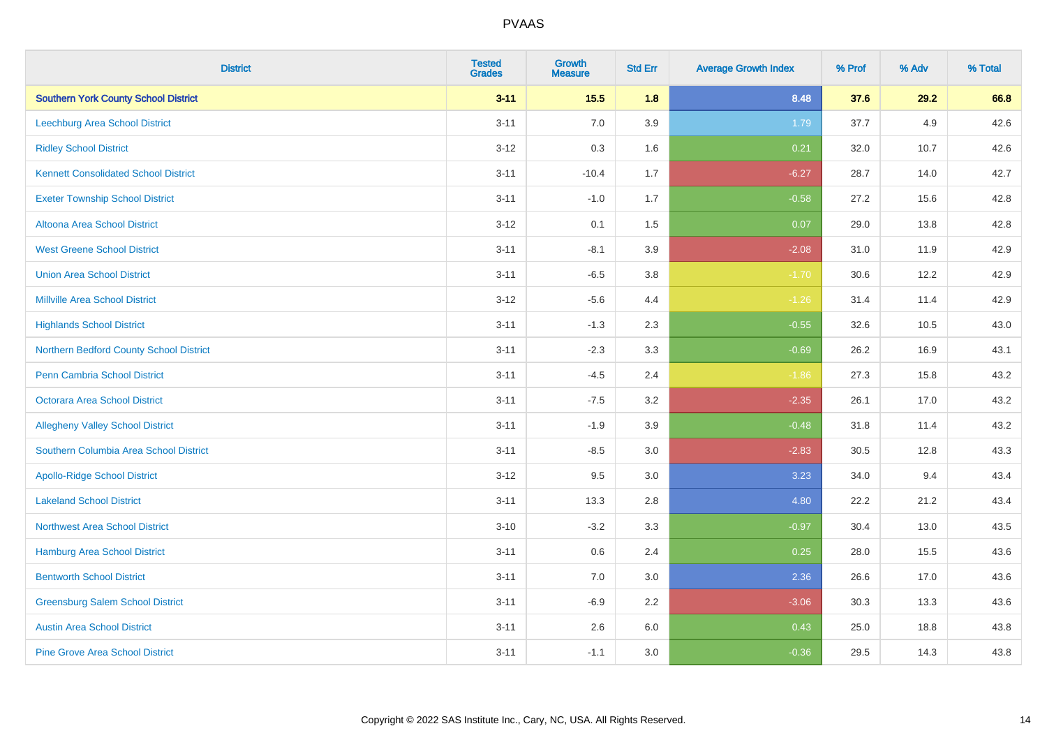| District | Tested Grades | Growth Measure | Std Err | Average Growth Index | % Prof | % Adv | % Total |
|---|---|---|---|---|---|---|---|
| **Southern York County School District** | **3-11** | **15.5** | **1.8** | **8.48** | **37.6** | **29.2** | **66.8** |
| Leechburg Area School District | 3-11 | 7.0 | 3.9 | 1.79 | 37.7 | 4.9 | 42.6 |
| Ridley School District | 3-12 | 0.3 | 1.6 | 0.21 | 32.0 | 10.7 | 42.6 |
| Kennett Consolidated School District | 3-11 | -10.4 | 1.7 | -6.27 | 28.7 | 14.0 | 42.7 |
| Exeter Township School District | 3-11 | -1.0 | 1.7 | -0.58 | 27.2 | 15.6 | 42.8 |
| Altoona Area School District | 3-12 | 0.1 | 1.5 | 0.07 | 29.0 | 13.8 | 42.8 |
| West Greene School District | 3-11 | -8.1 | 3.9 | -2.08 | 31.0 | 11.9 | 42.9 |
| Union Area School District | 3-11 | -6.5 | 3.8 | -1.70 | 30.6 | 12.2 | 42.9 |
| Millville Area School District | 3-12 | -5.6 | 4.4 | -1.26 | 31.4 | 11.4 | 42.9 |
| Highlands School District | 3-11 | -1.3 | 2.3 | -0.55 | 32.6 | 10.5 | 43.0 |
| Northern Bedford County School District | 3-11 | -2.3 | 3.3 | -0.69 | 26.2 | 16.9 | 43.1 |
| Penn Cambria School District | 3-11 | -4.5 | 2.4 | -1.86 | 27.3 | 15.8 | 43.2 |
| Octorara Area School District | 3-11 | -7.5 | 3.2 | -2.35 | 26.1 | 17.0 | 43.2 |
| Allegheny Valley School District | 3-11 | -1.9 | 3.9 | -0.48 | 31.8 | 11.4 | 43.2 |
| Southern Columbia Area School District | 3-11 | -8.5 | 3.0 | -2.83 | 30.5 | 12.8 | 43.3 |
| Apollo-Ridge School District | 3-12 | 9.5 | 3.0 | 3.23 | 34.0 | 9.4 | 43.4 |
| Lakeland School District | 3-11 | 13.3 | 2.8 | 4.80 | 22.2 | 21.2 | 43.4 |
| Northwest Area School District | 3-10 | -3.2 | 3.3 | -0.97 | 30.4 | 13.0 | 43.5 |
| Hamburg Area School District | 3-11 | 0.6 | 2.4 | 0.25 | 28.0 | 15.5 | 43.6 |
| Bentworth School District | 3-11 | 7.0 | 3.0 | 2.36 | 26.6 | 17.0 | 43.6 |
| Greensburg Salem School District | 3-11 | -6.9 | 2.2 | -3.06 | 30.3 | 13.3 | 43.6 |
| Austin Area School District | 3-11 | 2.6 | 6.0 | 0.43 | 25.0 | 18.8 | 43.8 |
| Pine Grove Area School District | 3-11 | -1.1 | 3.0 | -0.36 | 29.5 | 14.3 | 43.8 |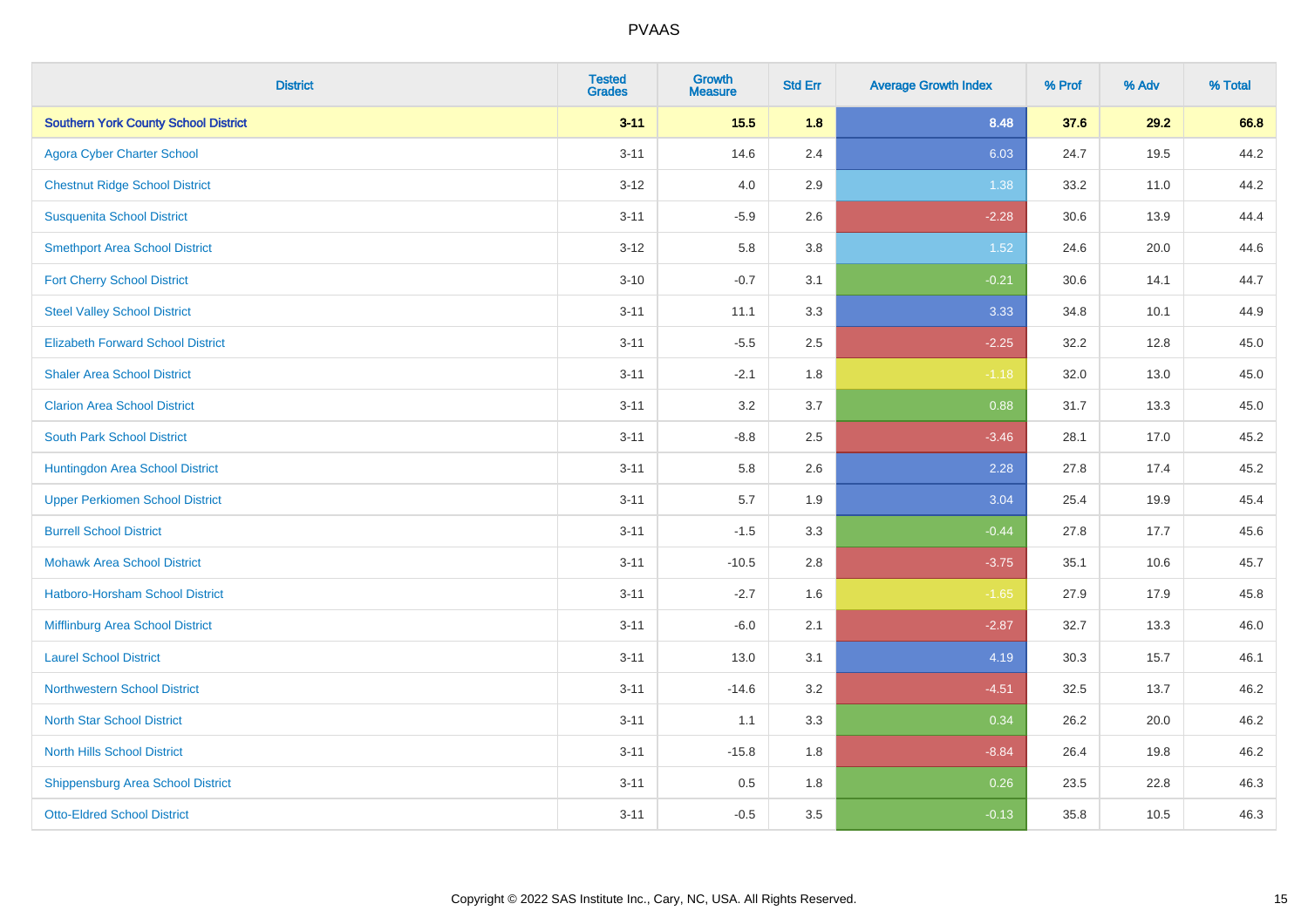| District | Tested Grades | Growth Measure | Std Err | Average Growth Index | % Prof | % Adv | % Total |
|---|---|---|---|---|---|---|---|
| **Southern York County School District** | **3-11** | **15.5** | **1.8** | **8.48** | **37.6** | **29.2** | **66.8** |
| Agora Cyber Charter School | 3-11 | 14.6 | 2.4 | 6.03 | 24.7 | 19.5 | 44.2 |
| Chestnut Ridge School District | 3-12 | 4.0 | 2.9 | 1.38 | 33.2 | 11.0 | 44.2 |
| Susquenita School District | 3-11 | -5.9 | 2.6 | -2.28 | 30.6 | 13.9 | 44.4 |
| Smethport Area School District | 3-12 | 5.8 | 3.8 | 1.52 | 24.6 | 20.0 | 44.6 |
| Fort Cherry School District | 3-10 | -0.7 | 3.1 | -0.21 | 30.6 | 14.1 | 44.7 |
| Steel Valley School District | 3-11 | 11.1 | 3.3 | 3.33 | 34.8 | 10.1 | 44.9 |
| Elizabeth Forward School District | 3-11 | -5.5 | 2.5 | -2.25 | 32.2 | 12.8 | 45.0 |
| Shaler Area School District | 3-11 | -2.1 | 1.8 | -1.18 | 32.0 | 13.0 | 45.0 |
| Clarion Area School District | 3-11 | 3.2 | 3.7 | 0.88 | 31.7 | 13.3 | 45.0 |
| South Park School District | 3-11 | -8.8 | 2.5 | -3.46 | 28.1 | 17.0 | 45.2 |
| Huntingdon Area School District | 3-11 | 5.8 | 2.6 | 2.28 | 27.8 | 17.4 | 45.2 |
| Upper Perkiomen School District | 3-11 | 5.7 | 1.9 | 3.04 | 25.4 | 19.9 | 45.4 |
| Burrell School District | 3-11 | -1.5 | 3.3 | -0.44 | 27.8 | 17.7 | 45.6 |
| Mohawk Area School District | 3-11 | -10.5 | 2.8 | -3.75 | 35.1 | 10.6 | 45.7 |
| Hatboro-Horsham School District | 3-11 | -2.7 | 1.6 | -1.65 | 27.9 | 17.9 | 45.8 |
| Mifflinburg Area School District | 3-11 | -6.0 | 2.1 | -2.87 | 32.7 | 13.3 | 46.0 |
| Laurel School District | 3-11 | 13.0 | 3.1 | 4.19 | 30.3 | 15.7 | 46.1 |
| Northwestern School District | 3-11 | -14.6 | 3.2 | -4.51 | 32.5 | 13.7 | 46.2 |
| North Star School District | 3-11 | 1.1 | 3.3 | 0.34 | 26.2 | 20.0 | 46.2 |
| North Hills School District | 3-11 | -15.8 | 1.8 | -8.84 | 26.4 | 19.8 | 46.2 |
| Shippensburg Area School District | 3-11 | 0.5 | 1.8 | 0.26 | 23.5 | 22.8 | 46.3 |
| Otto-Eldred School District | 3-11 | -0.5 | 3.5 | -0.13 | 35.8 | 10.5 | 46.3 |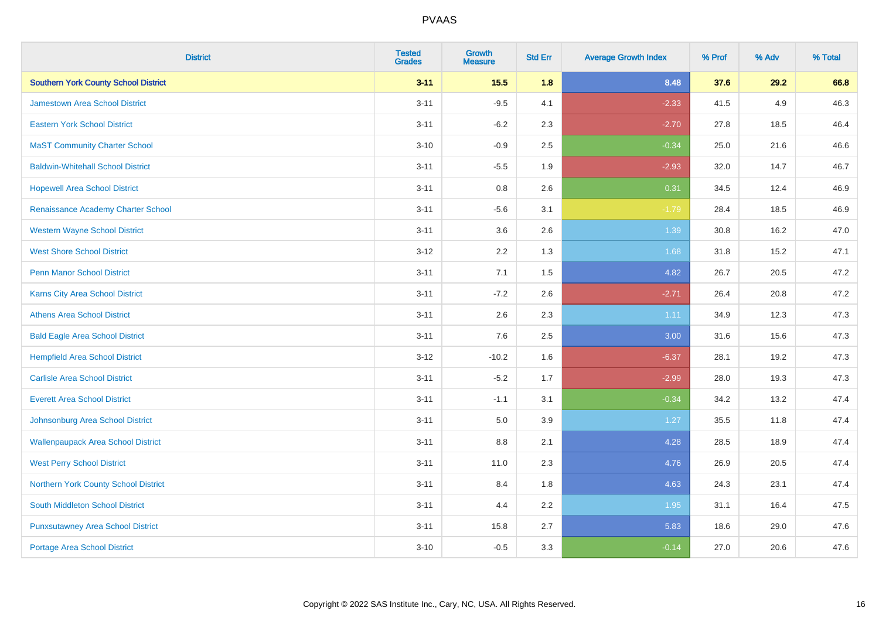# PVAAS

| District | Tested Grades | Growth Measure | Std Err | Average Growth Index | % Prof | % Adv | % Total |
|---|---|---|---|---|---|---|---|
| **Southern York County School District** | **3-11** | **15.5** | **1.8** | **8.48** | **37.6** | **29.2** | **66.8** |
| Jamestown Area School District | 3-11 | -9.5 | 4.1 | -2.33 | 41.5 | 4.9 | 46.3 |
| Eastern York School District | 3-11 | -6.2 | 2.3 | -2.70 | 27.8 | 18.5 | 46.4 |
| MaST Community Charter School | 3-10 | -0.9 | 2.5 | -0.34 | 25.0 | 21.6 | 46.6 |
| Baldwin-Whitehall School District | 3-11 | -5.5 | 1.9 | -2.93 | 32.0 | 14.7 | 46.7 |
| Hopewell Area School District | 3-11 | 0.8 | 2.6 | 0.31 | 34.5 | 12.4 | 46.9 |
| Renaissance Academy Charter School | 3-11 | -5.6 | 3.1 | -1.79 | 28.4 | 18.5 | 46.9 |
| Western Wayne School District | 3-11 | 3.6 | 2.6 | 1.39 | 30.8 | 16.2 | 47.0 |
| West Shore School District | 3-12 | 2.2 | 1.3 | 1.68 | 31.8 | 15.2 | 47.1 |
| Penn Manor School District | 3-11 | 7.1 | 1.5 | 4.82 | 26.7 | 20.5 | 47.2 |
| Karns City Area School District | 3-11 | -7.2 | 2.6 | -2.71 | 26.4 | 20.8 | 47.2 |
| Athens Area School District | 3-11 | 2.6 | 2.3 | 1.11 | 34.9 | 12.3 | 47.3 |
| Bald Eagle Area School District | 3-11 | 7.6 | 2.5 | 3.00 | 31.6 | 15.6 | 47.3 |
| Hempfield Area School District | 3-12 | -10.2 | 1.6 | -6.37 | 28.1 | 19.2 | 47.3 |
| Carlisle Area School District | 3-11 | -5.2 | 1.7 | -2.99 | 28.0 | 19.3 | 47.3 |
| Everett Area School District | 3-11 | -1.1 | 3.1 | -0.34 | 34.2 | 13.2 | 47.4 |
| Johnsonburg Area School District | 3-11 | 5.0 | 3.9 | 1.27 | 35.5 | 11.8 | 47.4 |
| Wallenpaupack Area School District | 3-11 | 8.8 | 2.1 | 4.28 | 28.5 | 18.9 | 47.4 |
| West Perry School District | 3-11 | 11.0 | 2.3 | 4.76 | 26.9 | 20.5 | 47.4 |
| Northern York County School District | 3-11 | 8.4 | 1.8 | 4.63 | 24.3 | 23.1 | 47.4 |
| South Middleton School District | 3-11 | 4.4 | 2.2 | 1.95 | 31.1 | 16.4 | 47.5 |
| Punxsutawney Area School District | 3-11 | 15.8 | 2.7 | 5.83 | 18.6 | 29.0 | 47.6 |
| Portage Area School District | 3-10 | -0.5 | 3.3 | -0.14 | 27.0 | 20.6 | 47.6 |

Copyright © 2022 SAS Institute Inc., Cary, NC, USA. All Rights Reserved.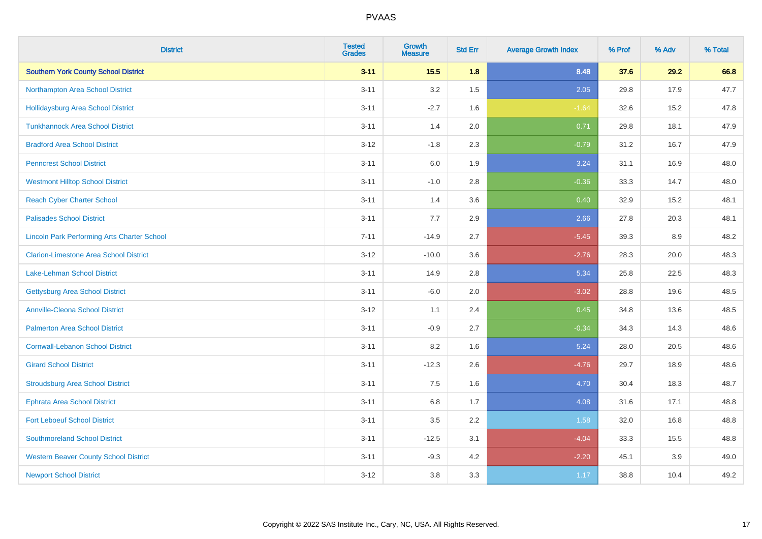| District | Tested Grades | Growth Measure | Std Err | Average Growth Index | % Prof | % Adv | % Total |
|---|---|---|---|---|---|---|---|
| **Southern York County School District** | **3-11** | **15.5** | **1.8** | **8.48** | **37.6** | **29.2** | **66.8** |
| Northampton Area School District | 3-11 | 3.2 | 1.5 | 2.05 | 29.8 | 17.9 | 47.7 |
| Hollidaysburg Area School District | 3-11 | -2.7 | 1.6 | -1.64 | 32.6 | 15.2 | 47.8 |
| Tunkhannock Area School District | 3-11 | 1.4 | 2.0 | 0.71 | 29.8 | 18.1 | 47.9 |
| Bradford Area School District | 3-12 | -1.8 | 2.3 | -0.79 | 31.2 | 16.7 | 47.9 |
| Penncrest School District | 3-11 | 6.0 | 1.9 | 3.24 | 31.1 | 16.9 | 48.0 |
| Westmont Hilltop School District | 3-11 | -1.0 | 2.8 | -0.36 | 33.3 | 14.7 | 48.0 |
| Reach Cyber Charter School | 3-11 | 1.4 | 3.6 | 0.40 | 32.9 | 15.2 | 48.1 |
| Palisades School District | 3-11 | 7.7 | 2.9 | 2.66 | 27.8 | 20.3 | 48.1 |
| Lincoln Park Performing Arts Charter School | 7-11 | -14.9 | 2.7 | -5.45 | 39.3 | 8.9 | 48.2 |
| Clarion-Limestone Area School District | 3-12 | -10.0 | 3.6 | -2.76 | 28.3 | 20.0 | 48.3 |
| Lake-Lehman School District | 3-11 | 14.9 | 2.8 | 5.34 | 25.8 | 22.5 | 48.3 |
| Gettysburg Area School District | 3-11 | -6.0 | 2.0 | -3.02 | 28.8 | 19.6 | 48.5 |
| Annville-Cleona School District | 3-12 | 1.1 | 2.4 | 0.45 | 34.8 | 13.6 | 48.5 |
| Palmerton Area School District | 3-11 | -0.9 | 2.7 | -0.34 | 34.3 | 14.3 | 48.6 |
| Cornwall-Lebanon School District | 3-11 | 8.2 | 1.6 | 5.24 | 28.0 | 20.5 | 48.6 |
| Girard School District | 3-11 | -12.3 | 2.6 | -4.76 | 29.7 | 18.9 | 48.6 |
| Stroudsburg Area School District | 3-11 | 7.5 | 1.6 | 4.70 | 30.4 | 18.3 | 48.7 |
| Ephrata Area School District | 3-11 | 6.8 | 1.7 | 4.08 | 31.6 | 17.1 | 48.8 |
| Fort Leboeuf School District | 3-11 | 3.5 | 2.2 | 1.58 | 32.0 | 16.8 | 48.8 |
| Southmoreland School District | 3-11 | -12.5 | 3.1 | -4.04 | 33.3 | 15.5 | 48.8 |
| Western Beaver County School District | 3-11 | -9.3 | 4.2 | -2.20 | 45.1 | 3.9 | 49.0 |
| Newport School District | 3-12 | 3.8 | 3.3 | 1.17 | 38.8 | 10.4 | 49.2 |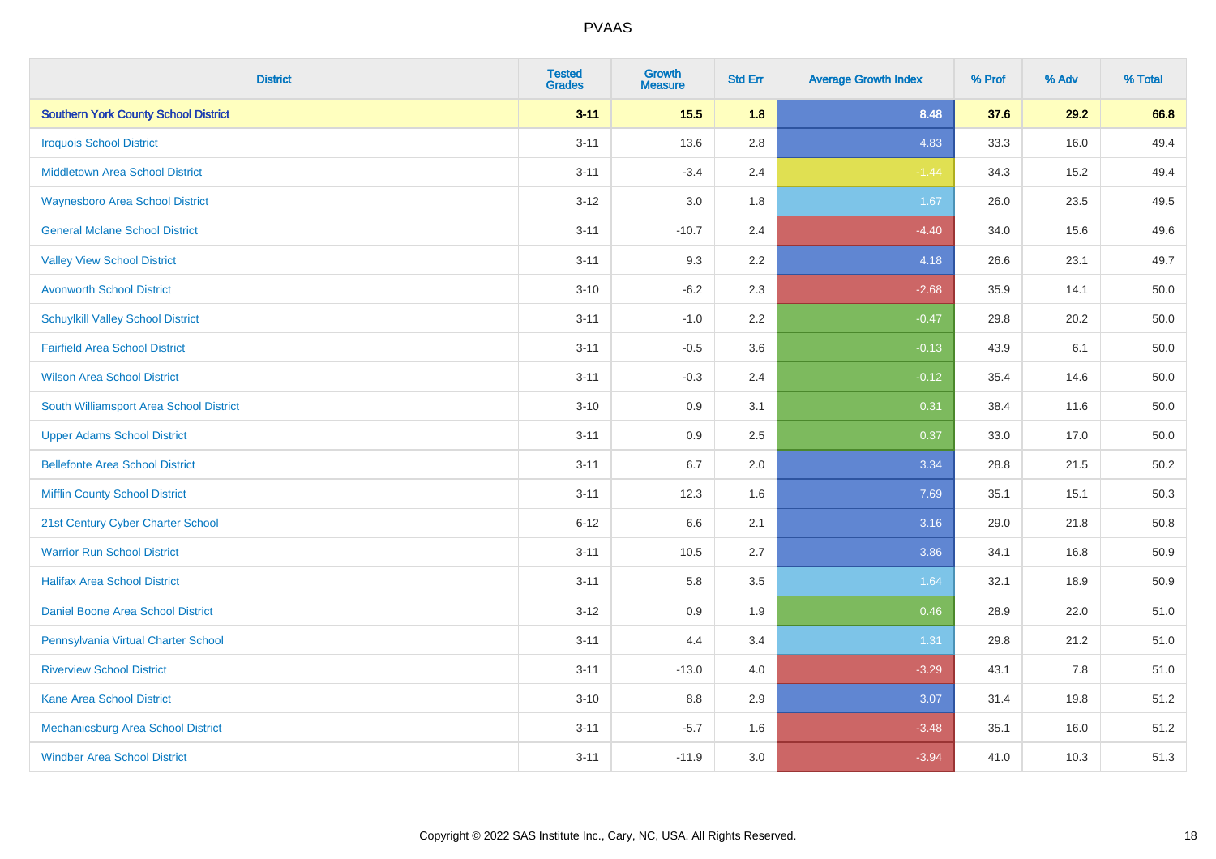# PVAAS

| District | Tested Grades | Growth Measure | Std Err | Average Growth Index | % Prof | % Adv | % Total |
|---|---|---|---|---|---|---|---|
| **Southern York County School District** | **3-11** | **15.5** | **1.8** | **8.48** | **37.6** | **29.2** | **66.8** |
| Iroquois School District | 3-11 | 13.6 | 2.8 | 4.83 | 33.3 | 16.0 | 49.4 |
| Middletown Area School District | 3-11 | -3.4 | 2.4 | -1.44 | 34.3 | 15.2 | 49.4 |
| Waynesboro Area School District | 3-12 | 3.0 | 1.8 | 1.67 | 26.0 | 23.5 | 49.5 |
| General Mclane School District | 3-11 | -10.7 | 2.4 | -4.40 | 34.0 | 15.6 | 49.6 |
| Valley View School District | 3-11 | 9.3 | 2.2 | 4.18 | 26.6 | 23.1 | 49.7 |
| Avonworth School District | 3-10 | -6.2 | 2.3 | -2.68 | 35.9 | 14.1 | 50.0 |
| Schuylkill Valley School District | 3-11 | -1.0 | 2.2 | -0.47 | 29.8 | 20.2 | 50.0 |
| Fairfield Area School District | 3-11 | -0.5 | 3.6 | -0.13 | 43.9 | 6.1 | 50.0 |
| Wilson Area School District | 3-11 | -0.3 | 2.4 | -0.12 | 35.4 | 14.6 | 50.0 |
| South Williamsport Area School District | 3-10 | 0.9 | 3.1 | 0.31 | 38.4 | 11.6 | 50.0 |
| Upper Adams School District | 3-11 | 0.9 | 2.5 | 0.37 | 33.0 | 17.0 | 50.0 |
| Bellefonte Area School District | 3-11 | 6.7 | 2.0 | 3.34 | 28.8 | 21.5 | 50.2 |
| Mifflin County School District | 3-11 | 12.3 | 1.6 | 7.69 | 35.1 | 15.1 | 50.3 |
| 21st Century Cyber Charter School | 6-12 | 6.6 | 2.1 | 3.16 | 29.0 | 21.8 | 50.8 |
| Warrior Run School District | 3-11 | 10.5 | 2.7 | 3.86 | 34.1 | 16.8 | 50.9 |
| Halifax Area School District | 3-11 | 5.8 | 3.5 | 1.64 | 32.1 | 18.9 | 50.9 |
| Daniel Boone Area School District | 3-12 | 0.9 | 1.9 | 0.46 | 28.9 | 22.0 | 51.0 |
| Pennsylvania Virtual Charter School | 3-11 | 4.4 | 3.4 | 1.31 | 29.8 | 21.2 | 51.0 |
| Riverview School District | 3-11 | -13.0 | 4.0 | -3.29 | 43.1 | 7.8 | 51.0 |
| Kane Area School District | 3-10 | 8.8 | 2.9 | 3.07 | 31.4 | 19.8 | 51.2 |
| Mechanicsburg Area School District | 3-11 | -5.7 | 1.6 | -3.48 | 35.1 | 16.0 | 51.2 |
| Windber Area School District | 3-11 | -11.9 | 3.0 | -3.94 | 41.0 | 10.3 | 51.3 |

Copyright © 2022 SAS Institute Inc., Cary, NC, USA. All Rights Reserved.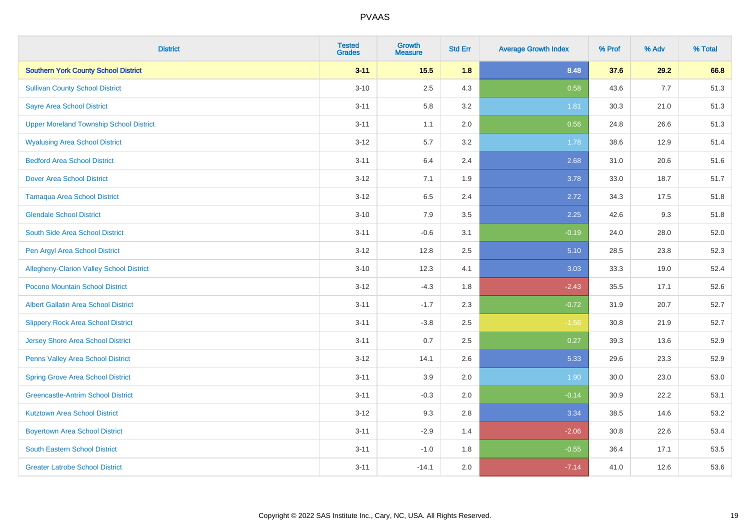| District | Tested Grades | Growth Measure | Std Err | Average Growth Index | % Prof | % Adv | % Total |
|---|---|---|---|---|---|---|---|
| **Southern York County School District** | **3-11** | **15.5** | **1.8** | **8.48** | **37.6** | **29.2** | **66.8** |
| Sullivan County School District | 3-10 | 2.5 | 4.3 | 0.58 | 43.6 | 7.7 | 51.3 |
| Sayre Area School District | 3-11 | 5.8 | 3.2 | 1.81 | 30.3 | 21.0 | 51.3 |
| Upper Moreland Township School District | 3-11 | 1.1 | 2.0 | 0.56 | 24.8 | 26.6 | 51.3 |
| Wyalusing Area School District | 3-12 | 5.7 | 3.2 | 1.78 | 38.6 | 12.9 | 51.4 |
| Bedford Area School District | 3-11 | 6.4 | 2.4 | 2.68 | 31.0 | 20.6 | 51.6 |
| Dover Area School District | 3-12 | 7.1 | 1.9 | 3.78 | 33.0 | 18.7 | 51.7 |
| Tamaqua Area School District | 3-12 | 6.5 | 2.4 | 2.72 | 34.3 | 17.5 | 51.8 |
| Glendale School District | 3-10 | 7.9 | 3.5 | 2.25 | 42.6 | 9.3 | 51.8 |
| South Side Area School District | 3-11 | -0.6 | 3.1 | -0.19 | 24.0 | 28.0 | 52.0 |
| Pen Argyl Area School District | 3-12 | 12.8 | 2.5 | 5.10 | 28.5 | 23.8 | 52.3 |
| Allegheny-Clarion Valley School District | 3-10 | 12.3 | 4.1 | 3.03 | 33.3 | 19.0 | 52.4 |
| Pocono Mountain School District | 3-12 | -4.3 | 1.8 | -2.43 | 35.5 | 17.1 | 52.6 |
| Albert Gallatin Area School District | 3-11 | -1.7 | 2.3 | -0.72 | 31.9 | 20.7 | 52.7 |
| Slippery Rock Area School District | 3-11 | -3.8 | 2.5 | -1.56 | 30.8 | 21.9 | 52.7 |
| Jersey Shore Area School District | 3-11 | 0.7 | 2.5 | 0.27 | 39.3 | 13.6 | 52.9 |
| Penns Valley Area School District | 3-12 | 14.1 | 2.6 | 5.33 | 29.6 | 23.3 | 52.9 |
| Spring Grove Area School District | 3-11 | 3.9 | 2.0 | 1.90 | 30.0 | 23.0 | 53.0 |
| Greencastle-Antrim School District | 3-11 | -0.3 | 2.0 | -0.14 | 30.9 | 22.2 | 53.1 |
| Kutztown Area School District | 3-12 | 9.3 | 2.8 | 3.34 | 38.5 | 14.6 | 53.2 |
| Boyertown Area School District | 3-11 | -2.9 | 1.4 | -2.06 | 30.8 | 22.6 | 53.4 |
| South Eastern School District | 3-11 | -1.0 | 1.8 | -0.55 | 36.4 | 17.1 | 53.5 |
| Greater Latrobe School District | 3-11 | -14.1 | 2.0 | -7.14 | 41.0 | 12.6 | 53.6 |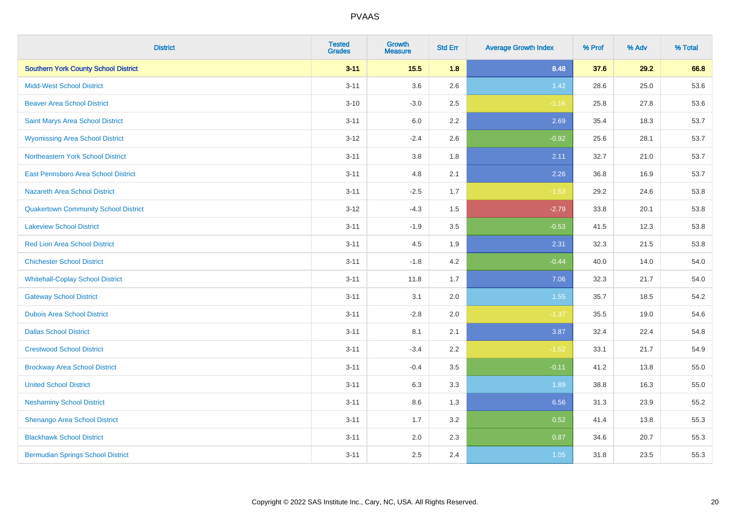| District | Tested Grades | Growth Measure | Std Err | Average Growth Index | % Prof | % Adv | % Total |
|---|---|---|---|---|---|---|---|
| **Southern York County School District** | **3-11** | **15.5** | **1.8** | **8.48** | **37.6** | **29.2** | **66.8** |
| Midd-West School District | 3-11 | 3.6 | 2.6 | 1.42 | 28.6 | 25.0 | 53.6 |
| Beaver Area School District | 3-10 | -3.0 | 2.5 | -1.16 | 25.8 | 27.8 | 53.6 |
| Saint Marys Area School District | 3-11 | 6.0 | 2.2 | 2.69 | 35.4 | 18.3 | 53.7 |
| Wyomissing Area School District | 3-12 | -2.4 | 2.6 | -0.92 | 25.6 | 28.1 | 53.7 |
| Northeastern York School District | 3-11 | 3.8 | 1.8 | 2.11 | 32.7 | 21.0 | 53.7 |
| East Pennsboro Area School District | 3-11 | 4.8 | 2.1 | 2.26 | 36.8 | 16.9 | 53.7 |
| Nazareth Area School District | 3-11 | -2.5 | 1.7 | -1.53 | 29.2 | 24.6 | 53.8 |
| Quakertown Community School District | 3-12 | -4.3 | 1.5 | -2.79 | 33.8 | 20.1 | 53.8 |
| Lakeview School District | 3-11 | -1.9 | 3.5 | -0.53 | 41.5 | 12.3 | 53.8 |
| Red Lion Area School District | 3-11 | 4.5 | 1.9 | 2.31 | 32.3 | 21.5 | 53.8 |
| Chichester School District | 3-11 | -1.8 | 4.2 | -0.44 | 40.0 | 14.0 | 54.0 |
| Whitehall-Coplay School District | 3-11 | 11.8 | 1.7 | 7.06 | 32.3 | 21.7 | 54.0 |
| Gateway School District | 3-11 | 3.1 | 2.0 | 1.55 | 35.7 | 18.5 | 54.2 |
| Dubois Area School District | 3-11 | -2.8 | 2.0 | -1.37 | 35.5 | 19.0 | 54.6 |
| Dallas School District | 3-11 | 8.1 | 2.1 | 3.87 | 32.4 | 22.4 | 54.8 |
| Crestwood School District | 3-11 | -3.4 | 2.2 | -1.52 | 33.1 | 21.7 | 54.9 |
| Brockway Area School District | 3-11 | -0.4 | 3.5 | -0.11 | 41.2 | 13.8 | 55.0 |
| United School District | 3-11 | 6.3 | 3.3 | 1.89 | 38.8 | 16.3 | 55.0 |
| Neshaminy School District | 3-11 | 8.6 | 1.3 | 6.56 | 31.3 | 23.9 | 55.2 |
| Shenango Area School District | 3-11 | 1.7 | 3.2 | 0.52 | 41.4 | 13.8 | 55.3 |
| Blackhawk School District | 3-11 | 2.0 | 2.3 | 0.87 | 34.6 | 20.7 | 55.3 |
| Bermudian Springs School District | 3-11 | 2.5 | 2.4 | 1.05 | 31.8 | 23.5 | 55.3 |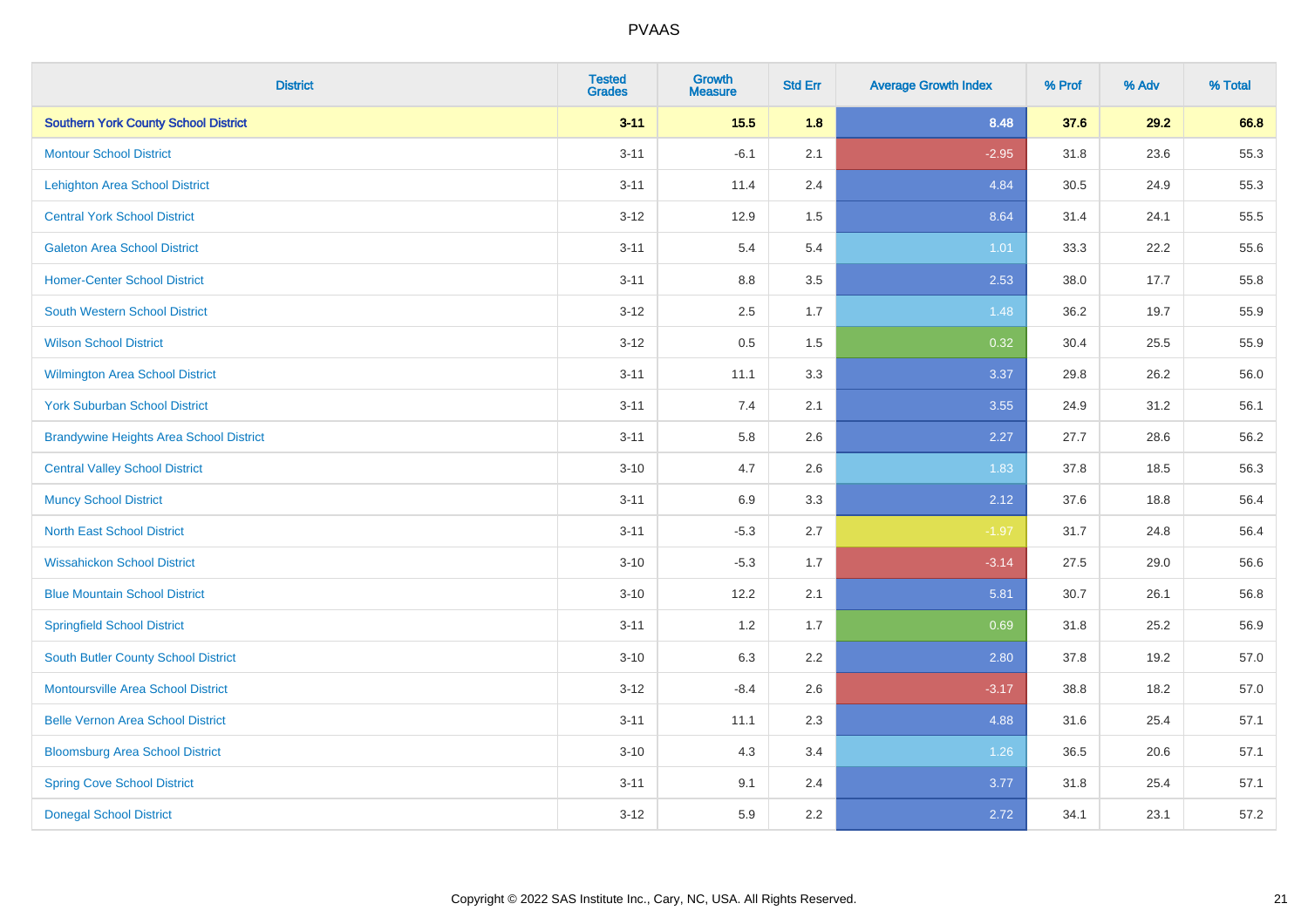| District | Tested Grades | Growth Measure | Std Err | Average Growth Index | % Prof | % Adv | % Total |
|---|---|---|---|---|---|---|---|
| **Southern York County School District** | **3-11** | **15.5** | **1.8** | **8.48** | **37.6** | **29.2** | **66.8** |
| Montour School District | 3-11 | -6.1 | 2.1 | -2.95 | 31.8 | 23.6 | 55.3 |
| Lehighton Area School District | 3-11 | 11.4 | 2.4 | 4.84 | 30.5 | 24.9 | 55.3 |
| Central York School District | 3-12 | 12.9 | 1.5 | 8.64 | 31.4 | 24.1 | 55.5 |
| Galeton Area School District | 3-11 | 5.4 | 5.4 | 1.01 | 33.3 | 22.2 | 55.6 |
| Homer-Center School District | 3-11 | 8.8 | 3.5 | 2.53 | 38.0 | 17.7 | 55.8 |
| South Western School District | 3-12 | 2.5 | 1.7 | 1.48 | 36.2 | 19.7 | 55.9 |
| Wilson School District | 3-12 | 0.5 | 1.5 | 0.32 | 30.4 | 25.5 | 55.9 |
| Wilmington Area School District | 3-11 | 11.1 | 3.3 | 3.37 | 29.8 | 26.2 | 56.0 |
| York Suburban School District | 3-11 | 7.4 | 2.1 | 3.55 | 24.9 | 31.2 | 56.1 |
| Brandywine Heights Area School District | 3-11 | 5.8 | 2.6 | 2.27 | 27.7 | 28.6 | 56.2 |
| Central Valley School District | 3-10 | 4.7 | 2.6 | 1.83 | 37.8 | 18.5 | 56.3 |
| Muncy School District | 3-11 | 6.9 | 3.3 | 2.12 | 37.6 | 18.8 | 56.4 |
| North East School District | 3-11 | -5.3 | 2.7 | -1.97 | 31.7 | 24.8 | 56.4 |
| Wissahickon School District | 3-10 | -5.3 | 1.7 | -3.14 | 27.5 | 29.0 | 56.6 |
| Blue Mountain School District | 3-10 | 12.2 | 2.1 | 5.81 | 30.7 | 26.1 | 56.8 |
| Springfield School District | 3-11 | 1.2 | 1.7 | 0.69 | 31.8 | 25.2 | 56.9 |
| South Butler County School District | 3-10 | 6.3 | 2.2 | 2.80 | 37.8 | 19.2 | 57.0 |
| Montoursville Area School District | 3-12 | -8.4 | 2.6 | -3.17 | 38.8 | 18.2 | 57.0 |
| Belle Vernon Area School District | 3-11 | 11.1 | 2.3 | 4.88 | 31.6 | 25.4 | 57.1 |
| Bloomsburg Area School District | 3-10 | 4.3 | 3.4 | 1.26 | 36.5 | 20.6 | 57.1 |
| Spring Cove School District | 3-11 | 9.1 | 2.4 | 3.77 | 31.8 | 25.4 | 57.1 |
| Donegal School District | 3-12 | 5.9 | 2.2 | 2.72 | 34.1 | 23.1 | 57.2 |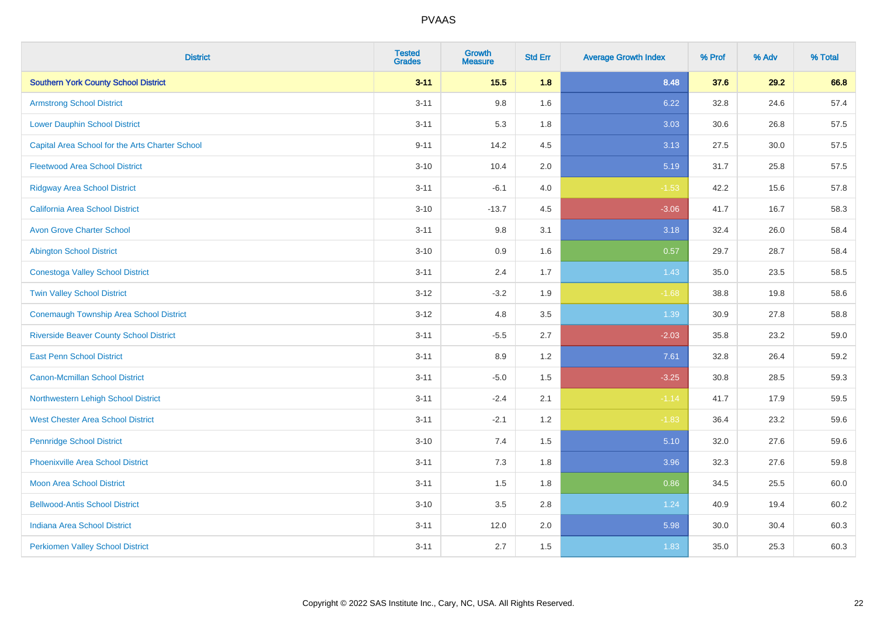# PVAAS

| District | Tested Grades | Growth Measure | Std Err | Average Growth Index | % Prof | % Adv | % Total |
|---|---|---|---|---|---|---|---|
| **Southern York County School District** | **3-11** | **15.5** | **1.8** | **8.48** | **37.6** | **29.2** | **66.8** |
| Armstrong School District | 3-11 | 9.8 | 1.6 | 6.22 | 32.8 | 24.6 | 57.4 |
| Lower Dauphin School District | 3-11 | 5.3 | 1.8 | 3.03 | 30.6 | 26.8 | 57.5 |
| Capital Area School for the Arts Charter School | 9-11 | 14.2 | 4.5 | 3.13 | 27.5 | 30.0 | 57.5 |
| Fleetwood Area School District | 3-10 | 10.4 | 2.0 | 5.19 | 31.7 | 25.8 | 57.5 |
| Ridgway Area School District | 3-11 | -6.1 | 4.0 | -1.53 | 42.2 | 15.6 | 57.8 |
| California Area School District | 3-10 | -13.7 | 4.5 | -3.06 | 41.7 | 16.7 | 58.3 |
| Avon Grove Charter School | 3-11 | 9.8 | 3.1 | 3.18 | 32.4 | 26.0 | 58.4 |
| Abington School District | 3-10 | 0.9 | 1.6 | 0.57 | 29.7 | 28.7 | 58.4 |
| Conestoga Valley School District | 3-11 | 2.4 | 1.7 | 1.43 | 35.0 | 23.5 | 58.5 |
| Twin Valley School District | 3-12 | -3.2 | 1.9 | -1.68 | 38.8 | 19.8 | 58.6 |
| Conemaugh Township Area School District | 3-12 | 4.8 | 3.5 | 1.39 | 30.9 | 27.8 | 58.8 |
| Riverside Beaver County School District | 3-11 | -5.5 | 2.7 | -2.03 | 35.8 | 23.2 | 59.0 |
| East Penn School District | 3-11 | 8.9 | 1.2 | 7.61 | 32.8 | 26.4 | 59.2 |
| Canon-Mcmillan School District | 3-11 | -5.0 | 1.5 | -3.25 | 30.8 | 28.5 | 59.3 |
| Northwestern Lehigh School District | 3-11 | -2.4 | 2.1 | -1.14 | 41.7 | 17.9 | 59.5 |
| West Chester Area School District | 3-11 | -2.1 | 1.2 | -1.83 | 36.4 | 23.2 | 59.6 |
| Pennridge School District | 3-10 | 7.4 | 1.5 | 5.10 | 32.0 | 27.6 | 59.6 |
| Phoenixville Area School District | 3-11 | 7.3 | 1.8 | 3.96 | 32.3 | 27.6 | 59.8 |
| Moon Area School District | 3-11 | 1.5 | 1.8 | 0.86 | 34.5 | 25.5 | 60.0 |
| Bellwood-Antis School District | 3-10 | 3.5 | 2.8 | 1.24 | 40.9 | 19.4 | 60.2 |
| Indiana Area School District | 3-11 | 12.0 | 2.0 | 5.98 | 30.0 | 30.4 | 60.3 |
| Perkiomen Valley School District | 3-11 | 2.7 | 1.5 | 1.83 | 35.0 | 25.3 | 60.3 |

Copyright © 2022 SAS Institute Inc., Cary, NC, USA. All Rights Reserved.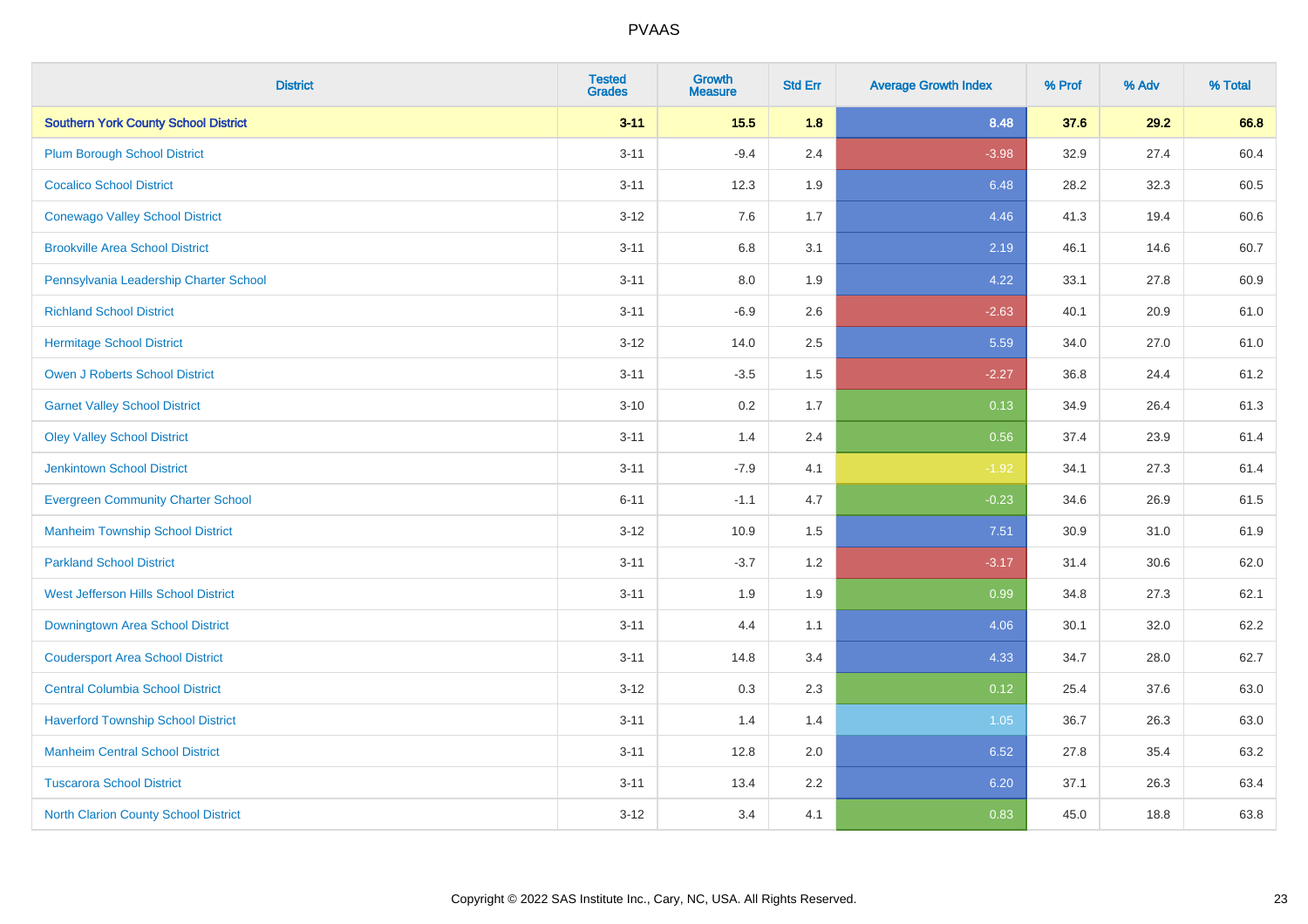# PVAAS

| District | Tested Grades | Growth Measure | Std Err | Average Growth Index | % Prof | % Adv | % Total |
|---|---|---|---|---|---|---|---|
| **Southern York County School District** | **3-11** | **15.5** | **1.8** | **8.48** | **37.6** | **29.2** | **66.8** |
| Plum Borough School District | 3-11 | -9.4 | 2.4 | -3.98 | 32.9 | 27.4 | 60.4 |
| Cocalico School District | 3-11 | 12.3 | 1.9 | 6.48 | 28.2 | 32.3 | 60.5 |
| Conewago Valley School District | 3-12 | 7.6 | 1.7 | 4.46 | 41.3 | 19.4 | 60.6 |
| Brookville Area School District | 3-11 | 6.8 | 3.1 | 2.19 | 46.1 | 14.6 | 60.7 |
| Pennsylvania Leadership Charter School | 3-11 | 8.0 | 1.9 | 4.22 | 33.1 | 27.8 | 60.9 |
| Richland School District | 3-11 | -6.9 | 2.6 | -2.63 | 40.1 | 20.9 | 61.0 |
| Hermitage School District | 3-12 | 14.0 | 2.5 | 5.59 | 34.0 | 27.0 | 61.0 |
| Owen J Roberts School District | 3-11 | -3.5 | 1.5 | -2.27 | 36.8 | 24.4 | 61.2 |
| Garnet Valley School District | 3-10 | 0.2 | 1.7 | 0.13 | 34.9 | 26.4 | 61.3 |
| Oley Valley School District | 3-11 | 1.4 | 2.4 | 0.56 | 37.4 | 23.9 | 61.4 |
| Jenkintown School District | 3-11 | -7.9 | 4.1 | -1.92 | 34.1 | 27.3 | 61.4 |
| Evergreen Community Charter School | 6-11 | -1.1 | 4.7 | -0.23 | 34.6 | 26.9 | 61.5 |
| Manheim Township School District | 3-12 | 10.9 | 1.5 | 7.51 | 30.9 | 31.0 | 61.9 |
| Parkland School District | 3-11 | -3.7 | 1.2 | -3.17 | 31.4 | 30.6 | 62.0 |
| West Jefferson Hills School District | 3-11 | 1.9 | 1.9 | 0.99 | 34.8 | 27.3 | 62.1 |
| Downingtown Area School District | 3-11 | 4.4 | 1.1 | 4.06 | 30.1 | 32.0 | 62.2 |
| Coudersport Area School District | 3-11 | 14.8 | 3.4 | 4.33 | 34.7 | 28.0 | 62.7 |
| Central Columbia School District | 3-12 | 0.3 | 2.3 | 0.12 | 25.4 | 37.6 | 63.0 |
| Haverford Township School District | 3-11 | 1.4 | 1.4 | 1.05 | 36.7 | 26.3 | 63.0 |
| Manheim Central School District | 3-11 | 12.8 | 2.0 | 6.52 | 27.8 | 35.4 | 63.2 |
| Tuscarora School District | 3-11 | 13.4 | 2.2 | 6.20 | 37.1 | 26.3 | 63.4 |
| North Clarion County School District | 3-12 | 3.4 | 4.1 | 0.83 | 45.0 | 18.8 | 63.8 |

Copyright © 2022 SAS Institute Inc., Cary, NC, USA. All Rights Reserved.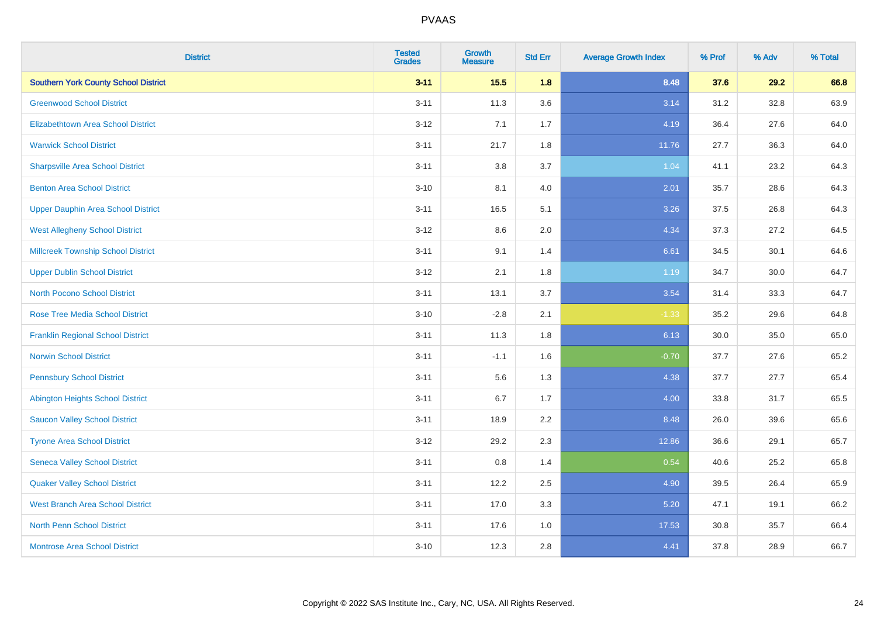| District | Tested Grades | Growth Measure | Std Err | Average Growth Index | % Prof | % Adv | % Total |
|---|---|---|---|---|---|---|---|
| **Southern York County School District** | **3-11** | **15.5** | **1.8** | **8.48** | **37.6** | **29.2** | **66.8** |
| Greenwood School District | 3-11 | 11.3 | 3.6 | 3.14 | 31.2 | 32.8 | 63.9 |
| Elizabethtown Area School District | 3-12 | 7.1 | 1.7 | 4.19 | 36.4 | 27.6 | 64.0 |
| Warwick School District | 3-11 | 21.7 | 1.8 | 11.76 | 27.7 | 36.3 | 64.0 |
| Sharpsville Area School District | 3-11 | 3.8 | 3.7 | 1.04 | 41.1 | 23.2 | 64.3 |
| Benton Area School District | 3-10 | 8.1 | 4.0 | 2.01 | 35.7 | 28.6 | 64.3 |
| Upper Dauphin Area School District | 3-11 | 16.5 | 5.1 | 3.26 | 37.5 | 26.8 | 64.3 |
| West Allegheny School District | 3-12 | 8.6 | 2.0 | 4.34 | 37.3 | 27.2 | 64.5 |
| Millcreek Township School District | 3-11 | 9.1 | 1.4 | 6.61 | 34.5 | 30.1 | 64.6 |
| Upper Dublin School District | 3-12 | 2.1 | 1.8 | 1.19 | 34.7 | 30.0 | 64.7 |
| North Pocono School District | 3-11 | 13.1 | 3.7 | 3.54 | 31.4 | 33.3 | 64.7 |
| Rose Tree Media School District | 3-10 | -2.8 | 2.1 | -1.33 | 35.2 | 29.6 | 64.8 |
| Franklin Regional School District | 3-11 | 11.3 | 1.8 | 6.13 | 30.0 | 35.0 | 65.0 |
| Norwin School District | 3-11 | -1.1 | 1.6 | -0.70 | 37.7 | 27.6 | 65.2 |
| Pennsbury School District | 3-11 | 5.6 | 1.3 | 4.38 | 37.7 | 27.7 | 65.4 |
| Abington Heights School District | 3-11 | 6.7 | 1.7 | 4.00 | 33.8 | 31.7 | 65.5 |
| Saucon Valley School District | 3-11 | 18.9 | 2.2 | 8.48 | 26.0 | 39.6 | 65.6 |
| Tyrone Area School District | 3-12 | 29.2 | 2.3 | 12.86 | 36.6 | 29.1 | 65.7 |
| Seneca Valley School District | 3-11 | 0.8 | 1.4 | 0.54 | 40.6 | 25.2 | 65.8 |
| Quaker Valley School District | 3-11 | 12.2 | 2.5 | 4.90 | 39.5 | 26.4 | 65.9 |
| West Branch Area School District | 3-11 | 17.0 | 3.3 | 5.20 | 47.1 | 19.1 | 66.2 |
| North Penn School District | 3-11 | 17.6 | 1.0 | 17.53 | 30.8 | 35.7 | 66.4 |
| Montrose Area School District | 3-10 | 12.3 | 2.8 | 4.41 | 37.8 | 28.9 | 66.7 |

Copyright © 2022 SAS Institute Inc., Cary, NC, USA. All Rights Reserved.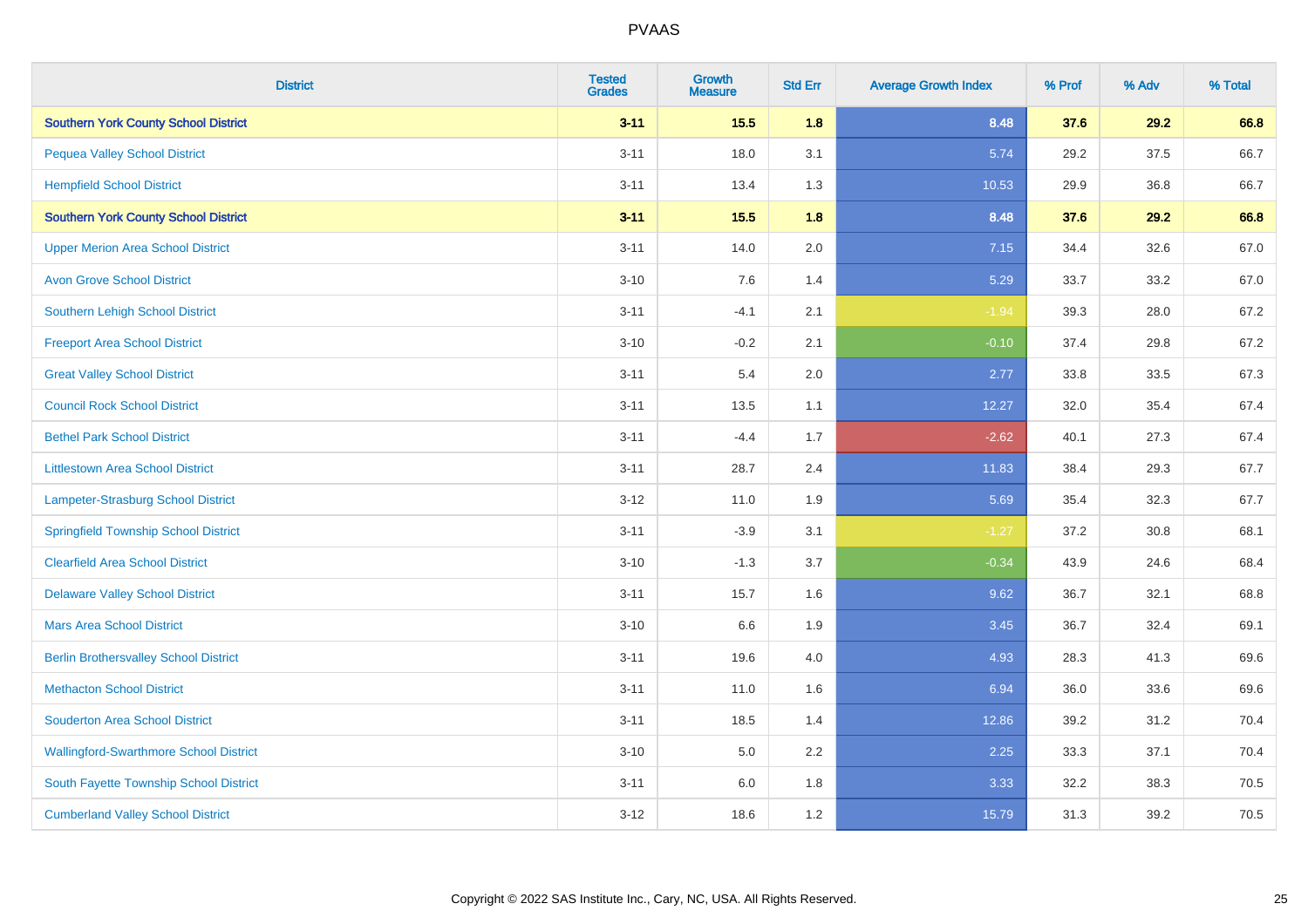| District | Tested Grades | Growth Measure | Std Err | Average Growth Index | % Prof | % Adv | % Total |
|---|---|---|---|---|---|---|---|
| **Southern York County School District** | **3-11** | **15.5** | **1.8** | **8.48** | **37.6** | **29.2** | **66.8** |
| Pequea Valley School District | 3-11 | 18.0 | 3.1 | 5.74 | 29.2 | 37.5 | 66.7 |
| Hempfield School District | 3-11 | 13.4 | 1.3 | 10.53 | 29.9 | 36.8 | 66.7 |
| **Southern York County School District** | **3-11** | **15.5** | **1.8** | **8.48** | **37.6** | **29.2** | **66.8** |
| Upper Merion Area School District | 3-11 | 14.0 | 2.0 | 7.15 | 34.4 | 32.6 | 67.0 |
| Avon Grove School District | 3-10 | 7.6 | 1.4 | 5.29 | 33.7 | 33.2 | 67.0 |
| Southern Lehigh School District | 3-11 | -4.1 | 2.1 | -1.94 | 39.3 | 28.0 | 67.2 |
| Freeport Area School District | 3-10 | -0.2 | 2.1 | -0.10 | 37.4 | 29.8 | 67.2 |
| Great Valley School District | 3-11 | 5.4 | 2.0 | 2.77 | 33.8 | 33.5 | 67.3 |
| Council Rock School District | 3-11 | 13.5 | 1.1 | 12.27 | 32.0 | 35.4 | 67.4 |
| Bethel Park School District | 3-11 | -4.4 | 1.7 | -2.62 | 40.1 | 27.3 | 67.4 |
| Littlestown Area School District | 3-11 | 28.7 | 2.4 | 11.83 | 38.4 | 29.3 | 67.7 |
| Lampeter-Strasburg School District | 3-12 | 11.0 | 1.9 | 5.69 | 35.4 | 32.3 | 67.7 |
| Springfield Township School District | 3-11 | -3.9 | 3.1 | -1.27 | 37.2 | 30.8 | 68.1 |
| Clearfield Area School District | 3-10 | -1.3 | 3.7 | -0.34 | 43.9 | 24.6 | 68.4 |
| Delaware Valley School District | 3-11 | 15.7 | 1.6 | 9.62 | 36.7 | 32.1 | 68.8 |
| Mars Area School District | 3-10 | 6.6 | 1.9 | 3.45 | 36.7 | 32.4 | 69.1 |
| Berlin Brothersvalley School District | 3-11 | 19.6 | 4.0 | 4.93 | 28.3 | 41.3 | 69.6 |
| Methacton School District | 3-11 | 11.0 | 1.6 | 6.94 | 36.0 | 33.6 | 69.6 |
| Souderton Area School District | 3-11 | 18.5 | 1.4 | 12.86 | 39.2 | 31.2 | 70.4 |
| Wallingford-Swarthmore School District | 3-10 | 5.0 | 2.2 | 2.25 | 33.3 | 37.1 | 70.4 |
| South Fayette Township School District | 3-11 | 6.0 | 1.8 | 3.33 | 32.2 | 38.3 | 70.5 |
| Cumberland Valley School District | 3-12 | 18.6 | 1.2 | 15.79 | 31.3 | 39.2 | 70.5 |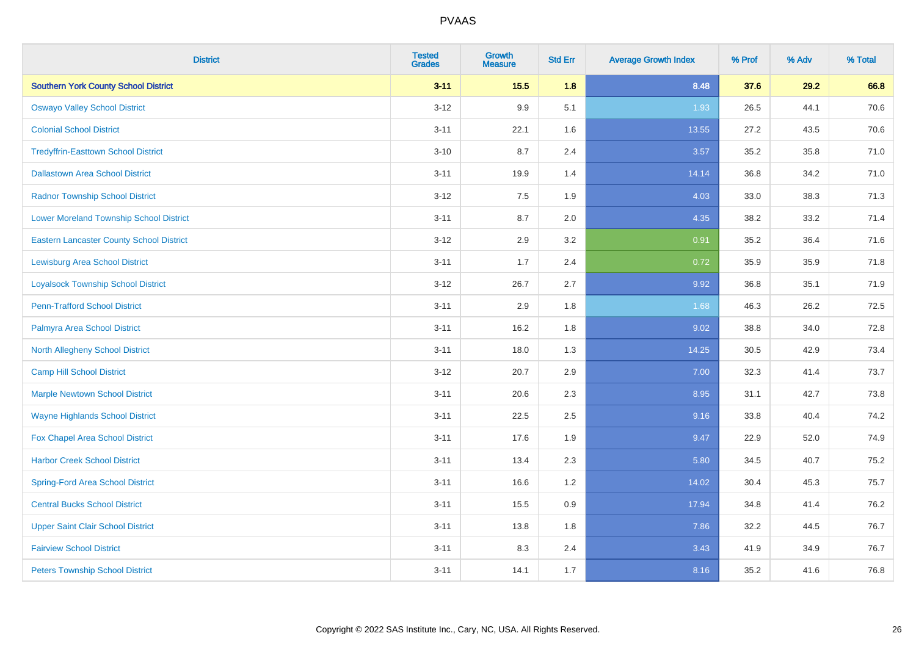# PVAAS

| District | Tested Grades | Growth Measure | Std Err | Average Growth Index | % Prof | % Adv | % Total |
|---|---|---|---|---|---|---|---|
| **Southern York County School District** | **3-11** | **15.5** | **1.8** | **8.48** | **37.6** | **29.2** | **66.8** |
| Oswayo Valley School District | 3-12 | 9.9 | 5.1 | 1.93 | 26.5 | 44.1 | 70.6 |
| Colonial School District | 3-11 | 22.1 | 1.6 | 13.55 | 27.2 | 43.5 | 70.6 |
| Tredyffrin-Easttown School District | 3-10 | 8.7 | 2.4 | 3.57 | 35.2 | 35.8 | 71.0 |
| Dallastown Area School District | 3-11 | 19.9 | 1.4 | 14.14 | 36.8 | 34.2 | 71.0 |
| Radnor Township School District | 3-12 | 7.5 | 1.9 | 4.03 | 33.0 | 38.3 | 71.3 |
| Lower Moreland Township School District | 3-11 | 8.7 | 2.0 | 4.35 | 38.2 | 33.2 | 71.4 |
| Eastern Lancaster County School District | 3-12 | 2.9 | 3.2 | 0.91 | 35.2 | 36.4 | 71.6 |
| Lewisburg Area School District | 3-11 | 1.7 | 2.4 | 0.72 | 35.9 | 35.9 | 71.8 |
| Loyalsock Township School District | 3-12 | 26.7 | 2.7 | 9.92 | 36.8 | 35.1 | 71.9 |
| Penn-Trafford School District | 3-11 | 2.9 | 1.8 | 1.68 | 46.3 | 26.2 | 72.5 |
| Palmyra Area School District | 3-11 | 16.2 | 1.8 | 9.02 | 38.8 | 34.0 | 72.8 |
| North Allegheny School District | 3-11 | 18.0 | 1.3 | 14.25 | 30.5 | 42.9 | 73.4 |
| Camp Hill School District | 3-12 | 20.7 | 2.9 | 7.00 | 32.3 | 41.4 | 73.7 |
| Marple Newtown School District | 3-11 | 20.6 | 2.3 | 8.95 | 31.1 | 42.7 | 73.8 |
| Wayne Highlands School District | 3-11 | 22.5 | 2.5 | 9.16 | 33.8 | 40.4 | 74.2 |
| Fox Chapel Area School District | 3-11 | 17.6 | 1.9 | 9.47 | 22.9 | 52.0 | 74.9 |
| Harbor Creek School District | 3-11 | 13.4 | 2.3 | 5.80 | 34.5 | 40.7 | 75.2 |
| Spring-Ford Area School District | 3-11 | 16.6 | 1.2 | 14.02 | 30.4 | 45.3 | 75.7 |
| Central Bucks School District | 3-11 | 15.5 | 0.9 | 17.94 | 34.8 | 41.4 | 76.2 |
| Upper Saint Clair School District | 3-11 | 13.8 | 1.8 | 7.86 | 32.2 | 44.5 | 76.7 |
| Fairview School District | 3-11 | 8.3 | 2.4 | 3.43 | 41.9 | 34.9 | 76.7 |
| Peters Township School District | 3-11 | 14.1 | 1.7 | 8.16 | 35.2 | 41.6 | 76.8 |

Copyright © 2022 SAS Institute Inc., Cary, NC, USA. All Rights Reserved.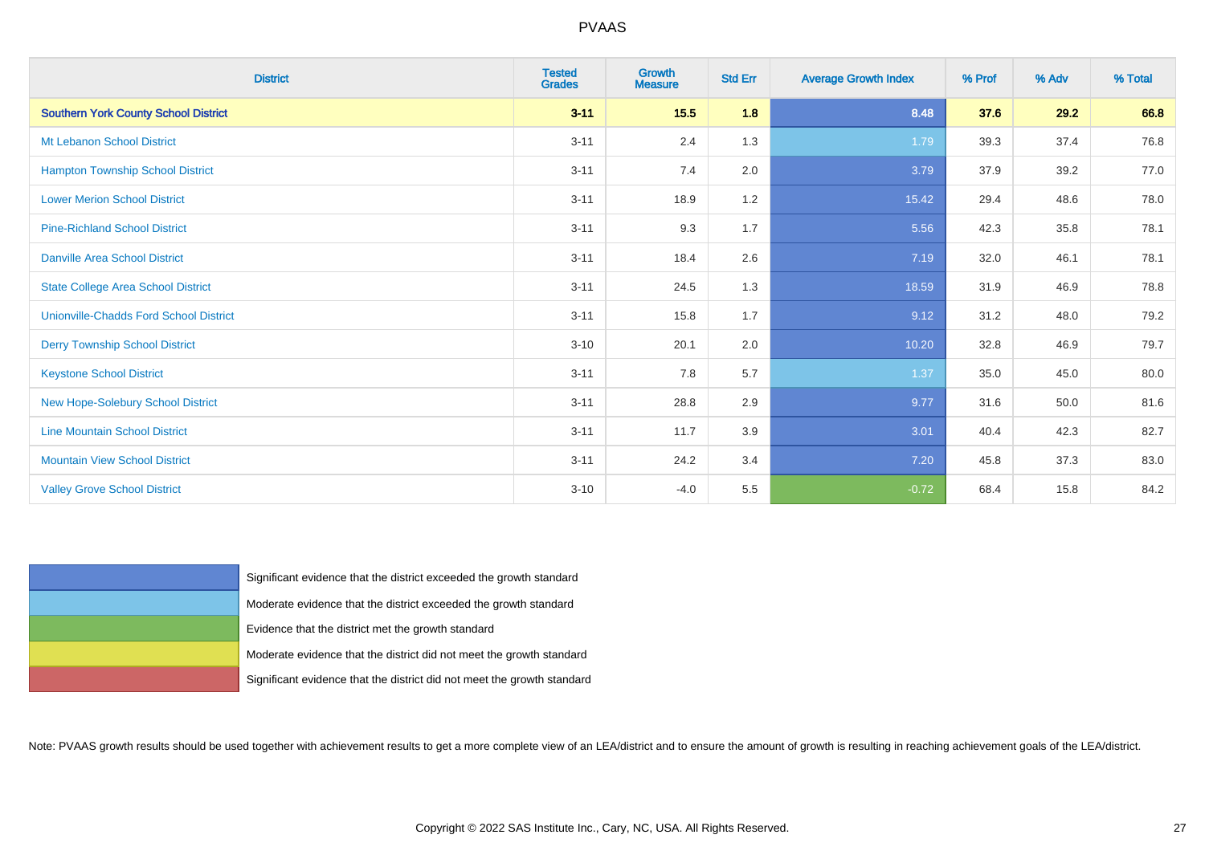PVAAS

| District | Tested Grades | Growth Measure | Std Err | Average Growth Index | % Prof | % Adv | % Total |
|---|---|---|---|---|---|---|---|
| **Southern York County School District** | **3-11** | **15.5** | **1.8** | **8.48** | **37.6** | **29.2** | **66.8** |
| Mt Lebanon School District | 3-11 | 2.4 | 1.3 | 1.79 | 39.3 | 37.4 | 76.8 |
| Hampton Township School District | 3-11 | 7.4 | 2.0 | 3.79 | 37.9 | 39.2 | 77.0 |
| Lower Merion School District | 3-11 | 18.9 | 1.2 | 15.42 | 29.4 | 48.6 | 78.0 |
| Pine-Richland School District | 3-11 | 9.3 | 1.7 | 5.56 | 42.3 | 35.8 | 78.1 |
| Danville Area School District | 3-11 | 18.4 | 2.6 | 7.19 | 32.0 | 46.1 | 78.1 |
| State College Area School District | 3-11 | 24.5 | 1.3 | 18.59 | 31.9 | 46.9 | 78.8 |
| Unionville-Chadds Ford School District | 3-11 | 15.8 | 1.7 | 9.12 | 31.2 | 48.0 | 79.2 |
| Derry Township School District | 3-10 | 20.1 | 2.0 | 10.20 | 32.8 | 46.9 | 79.7 |
| Keystone School District | 3-11 | 7.8 | 5.7 | 1.37 | 35.0 | 45.0 | 80.0 |
| New Hope-Solebury School District | 3-11 | 28.8 | 2.9 | 9.77 | 31.6 | 50.0 | 81.6 |
| Line Mountain School District | 3-11 | 11.7 | 3.9 | 3.01 | 40.4 | 42.3 | 82.7 |
| Mountain View School District | 3-11 | 24.2 | 3.4 | 7.20 | 45.8 | 37.3 | 83.0 |
| Valley Grove School District | 3-10 | -4.0 | 5.5 | -0.72 | 68.4 | 15.8 | 84.2 |

Significant evidence that the district exceeded the growth standard

Moderate evidence that the district exceeded the growth standard

Evidence that the district met the growth standard

Moderate evidence that the district did not meet the growth standard

Significant evidence that the district did not meet the growth standard

Note: PVAAS growth results should be used together with achievement results to get a more complete view of an LEA/district and to ensure the amount of growth is resulting in reaching achievement goals of the LEA/district.

Copyright © 2022 SAS Institute Inc., Cary, NC, USA. All Rights Reserved.